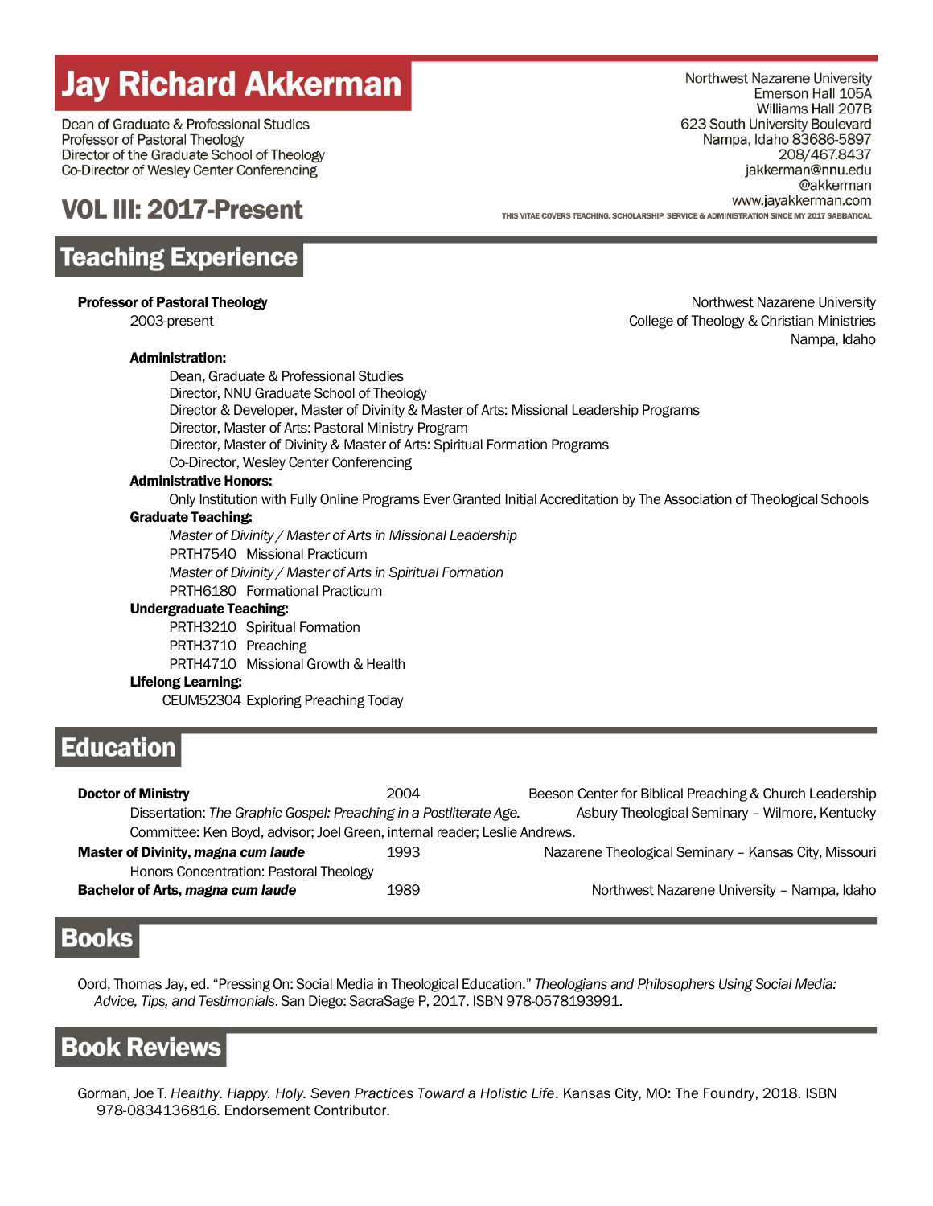# Jay Richard Akkerman

Dean of Graduate & Professional Studies
Professor of Pastoral Theology
Director of the Graduate School of Theology
Co-Director of Wesley Center Conferencing

Northwest Nazarene University
Emerson Hall 105A
Williams Hall 207B
623 South University Boulevard
Nampa, Idaho 83686-5897
208/467.8437
jakkerman@nnu.edu
@akkerman
www.jayakkerman.com

## VOL III: 2017-Present

THIS VITAE COVERS TEACHING, SCHOLARSHIP, SERVICE & ADMINISTRATION SINCE MY 2017 SABBATICAL

## Teaching Experience

**Professor of Pastoral Theology**
2003-present

Northwest Nazarene University
College of Theology & Christian Ministries
Nampa, Idaho

**Administration:**
- Dean, Graduate & Professional Studies
- Director, NNU Graduate School of Theology
- Director & Developer, Master of Divinity & Master of Arts: Missional Leadership Programs
- Director, Master of Arts: Pastoral Ministry Program
- Director, Master of Divinity & Master of Arts: Spiritual Formation Programs
- Co-Director, Wesley Center Conferencing

**Administrative Honors:**
- Only Institution with Fully Online Programs Ever Granted Initial Accreditation by The Association of Theological Schools

**Graduate Teaching:**

*Master of Divinity / Master of Arts in Missional Leadership*
- PRTH7540 Missional Practicum

*Master of Divinity / Master of Arts in Spiritual Formation*
- PRTH6180 Formational Practicum

**Undergraduate Teaching:**
- PRTH3210 Spiritual Formation
- PRTH3710 Preaching
- PRTH4710 Missional Growth & Health

**Lifelong Learning:**
- CEUM52304 Exploring Preaching Today

## Education

**Doctor of Ministry** — 2004 — Beeson Center for Biblical Preaching & Church Leadership, Asbury Theological Seminary – Wilmore, Kentucky
Dissertation: *The Graphic Gospel: Preaching in a Postliterate Age.*
Committee: Ken Boyd, advisor; Joel Green, internal reader; Leslie Andrews.

**Master of Divinity, *magna cum laude*** — 1993 — Nazarene Theological Seminary – Kansas City, Missouri
Honors Concentration: Pastoral Theology

**Bachelor of Arts, *magna cum laude*** — 1989 — Northwest Nazarene University – Nampa, Idaho

## Books

Oord, Thomas Jay, ed. "Pressing On: Social Media in Theological Education." *Theologians and Philosophers Using Social Media: Advice, Tips, and Testimonials*. San Diego: SacraSage P, 2017. ISBN 978-0578193991.

## Book Reviews

Gorman, Joe T. *Healthy. Happy. Holy. Seven Practices Toward a Holistic Life*. Kansas City, MO: The Foundry, 2018. ISBN 978-0834136816. Endorsement Contributor.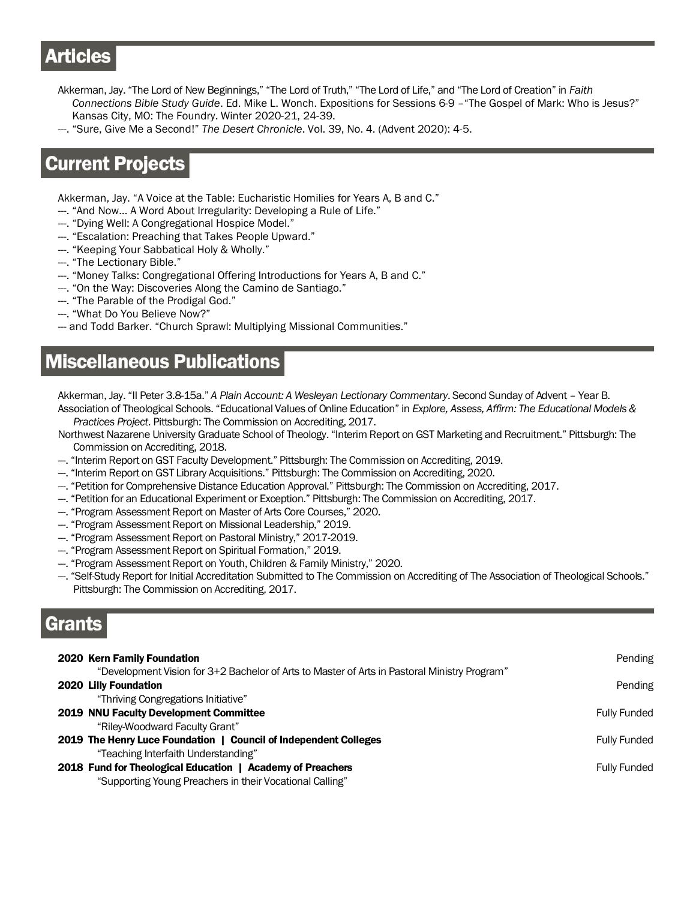## Articles

Akkerman, Jay. "The Lord of New Beginnings," "The Lord of Truth," "The Lord of Life," and "The Lord of Creation" in *Faith Connections Bible Study Guide*. Ed. Mike L. Wonch. Expositions for Sessions 6-9 –"The Gospel of Mark: Who is Jesus?" Kansas City, MO: The Foundry. Winter 2020-21, 24-39.

---. "Sure, Give Me a Second!" *The Desert Chronicle*. Vol. 39, No. 4. (Advent 2020): 4-5.

## Current Projects

Akkerman, Jay. "A Voice at the Table: Eucharistic Homilies for Years A, B and C."

---. "And Now… A Word About Irregularity: Developing a Rule of Life."

---. "Dying Well: A Congregational Hospice Model."

---. "Escalation: Preaching that Takes People Upward."

---. "Keeping Your Sabbatical Holy & Wholly."

---. "The Lectionary Bible."

---. "Money Talks: Congregational Offering Introductions for Years A, B and C."

---. "On the Way: Discoveries Along the Camino de Santiago."

---. "The Parable of the Prodigal God."

---. "What Do You Believe Now?"

--- and Todd Barker. "Church Sprawl: Multiplying Missional Communities."

## Miscellaneous Publications

Akkerman, Jay. "II Peter 3.8-15a." *A Plain Account: A Wesleyan Lectionary Commentary*. Second Sunday of Advent – Year B.

Association of Theological Schools. "Educational Values of Online Education" in *Explore, Assess, Affirm: The Educational Models & Practices Project*. Pittsburgh: The Commission on Accrediting, 2017.

Northwest Nazarene University Graduate School of Theology. "Interim Report on GST Marketing and Recruitment." Pittsburgh: The Commission on Accrediting, 2018.

—. "Interim Report on GST Faculty Development." Pittsburgh: The Commission on Accrediting, 2019.

—. "Interim Report on GST Library Acquisitions." Pittsburgh: The Commission on Accrediting, 2020.

—. "Petition for Comprehensive Distance Education Approval." Pittsburgh: The Commission on Accrediting, 2017.

—. "Petition for an Educational Experiment or Exception." Pittsburgh: The Commission on Accrediting, 2017.

—. "Program Assessment Report on Master of Arts Core Courses," 2020.

—. "Program Assessment Report on Missional Leadership," 2019.

—. "Program Assessment Report on Pastoral Ministry," 2017-2019.

—. "Program Assessment Report on Spiritual Formation," 2019.

—. "Program Assessment Report on Youth, Children & Family Ministry," 2020.

—. "Self-Study Report for Initial Accreditation Submitted to The Commission on Accrediting of The Association of Theological Schools." Pittsburgh: The Commission on Accrediting, 2017.

## Grants

**2020 Kern Family Foundation** — Pending
"Development Vision for 3+2 Bachelor of Arts to Master of Arts in Pastoral Ministry Program"

**2020 Lilly Foundation** — Pending
"Thriving Congregations Initiative"

**2019 NNU Faculty Development Committee** — Fully Funded
"Riley-Woodward Faculty Grant"

**2019 The Henry Luce Foundation | Council of Independent Colleges** — Fully Funded
"Teaching Interfaith Understanding"

**2018 Fund for Theological Education | Academy of Preachers** — Fully Funded
"Supporting Young Preachers in their Vocational Calling"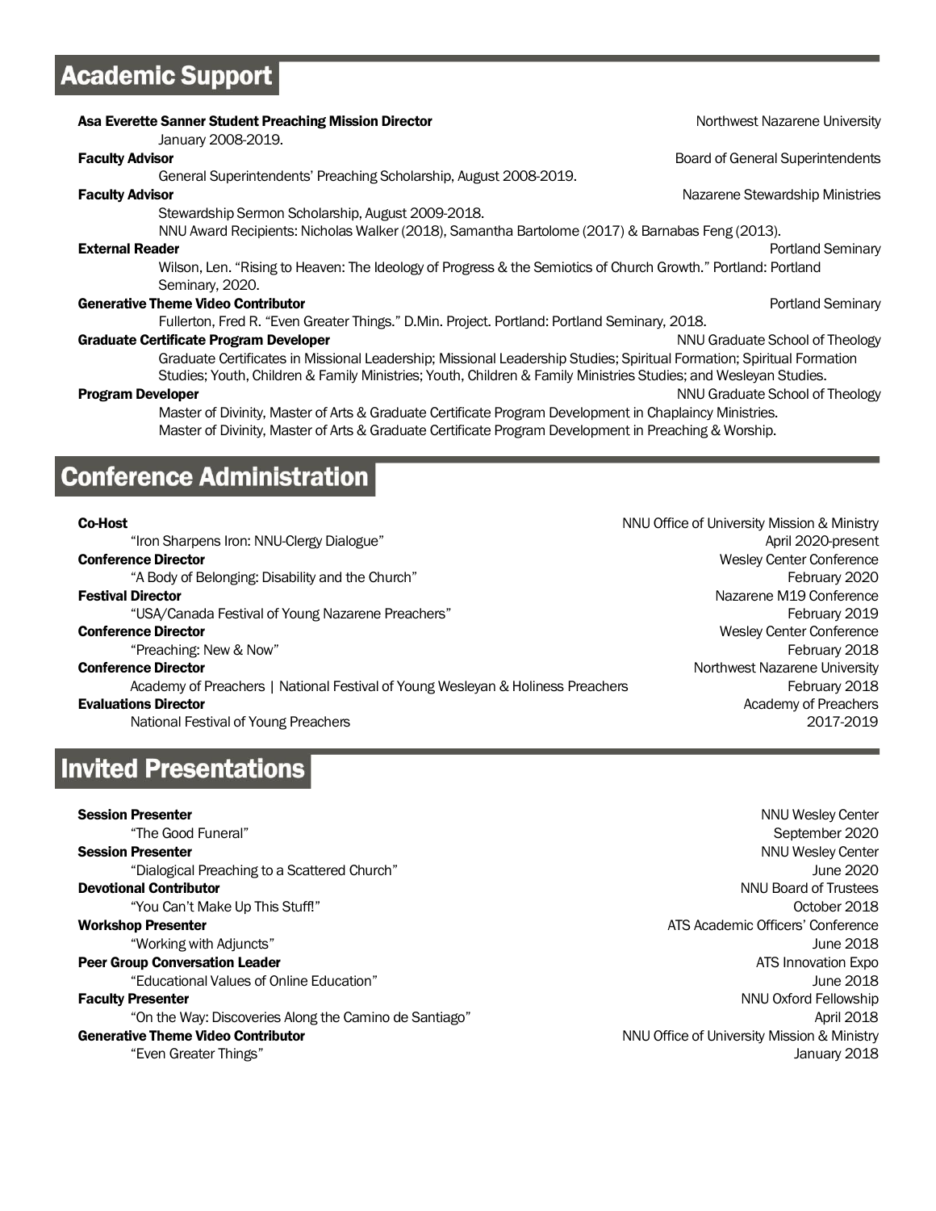## Academic Support

**Asa Everette Sanner Student Preaching Mission Director** — Northwest Nazarene University
January 2008-2019.

**Faculty Advisor** — Board of General Superintendents
General Superintendents' Preaching Scholarship, August 2008-2019.

**Faculty Advisor** — Nazarene Stewardship Ministries
Stewardship Sermon Scholarship, August 2009-2018.
NNU Award Recipients: Nicholas Walker (2018), Samantha Bartolome (2017) & Barnabas Feng (2013).

**External Reader** — Portland Seminary
Wilson, Len. "Rising to Heaven: The Ideology of Progress & the Semiotics of Church Growth." Portland: Portland Seminary, 2020.

**Generative Theme Video Contributor** — Portland Seminary
Fullerton, Fred R. "Even Greater Things." D.Min. Project. Portland: Portland Seminary, 2018.

**Graduate Certificate Program Developer** — NNU Graduate School of Theology
Graduate Certificates in Missional Leadership; Missional Leadership Studies; Spiritual Formation; Spiritual Formation Studies; Youth, Children & Family Ministries; Youth, Children & Family Ministries Studies; and Wesleyan Studies.

**Program Developer** — NNU Graduate School of Theology
Master of Divinity, Master of Arts & Graduate Certificate Program Development in Chaplaincy Ministries.
Master of Divinity, Master of Arts & Graduate Certificate Program Development in Preaching & Worship.

## Conference Administration

**Co-Host** — NNU Office of University Mission & Ministry
"Iron Sharpens Iron: NNU-Clergy Dialogue" — April 2020-present

**Conference Director** — Wesley Center Conference
"A Body of Belonging: Disability and the Church" — February 2020

**Festival Director** — Nazarene M19 Conference
"USA/Canada Festival of Young Nazarene Preachers" — February 2019

**Conference Director** — Wesley Center Conference
"Preaching: New & Now" — February 2018

**Conference Director** — Northwest Nazarene University
Academy of Preachers | National Festival of Young Wesleyan & Holiness Preachers — February 2018

**Evaluations Director** — Academy of Preachers
National Festival of Young Preachers — 2017-2019

## Invited Presentations

**Session Presenter** — NNU Wesley Center
"The Good Funeral" — September 2020

**Session Presenter** — NNU Wesley Center
"Dialogical Preaching to a Scattered Church" — June 2020

**Devotional Contributor** — NNU Board of Trustees
"You Can't Make Up This Stuff!" — October 2018

**Workshop Presenter** — ATS Academic Officers' Conference
"Working with Adjuncts" — June 2018

**Peer Group Conversation Leader** — ATS Innovation Expo
"Educational Values of Online Education" — June 2018

**Faculty Presenter** — NNU Oxford Fellowship
"On the Way: Discoveries Along the Camino de Santiago" — April 2018

**Generative Theme Video Contributor** — NNU Office of University Mission & Ministry
"Even Greater Things" — January 2018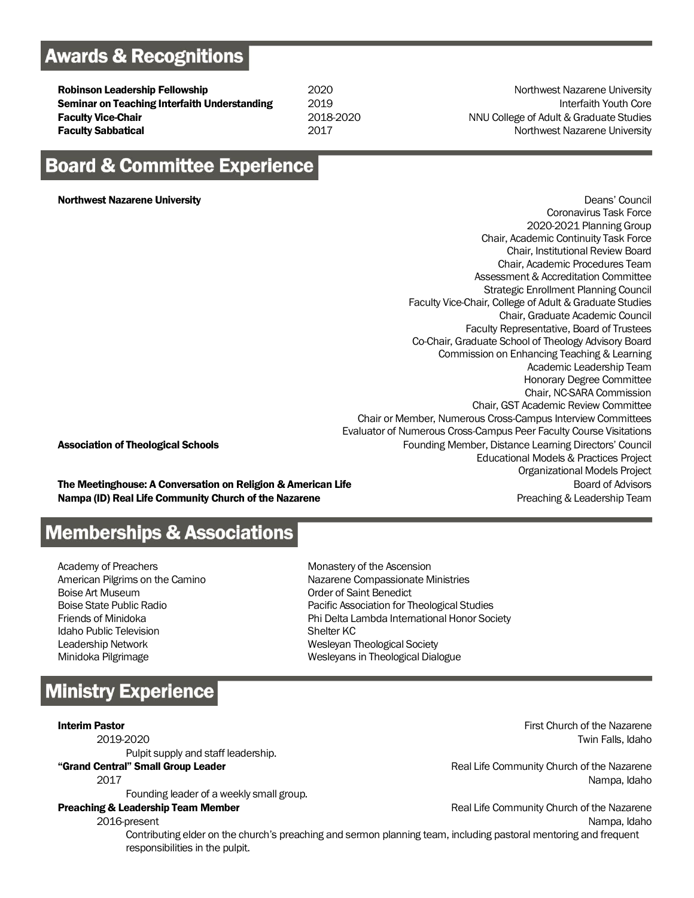## Awards & Recognitions

| | | |
|---|---|---|
| **Robinson Leadership Fellowship** | 2020 | Northwest Nazarene University |
| **Seminar on Teaching Interfaith Understanding** | 2019 | Interfaith Youth Core |
| **Faculty Vice-Chair** | 2018-2020 | NNU College of Adult & Graduate Studies |
| **Faculty Sabbatical** | 2017 | Northwest Nazarene University |

## Board & Committee Experience

**Northwest Nazarene University**

- Deans' Council
- Coronavirus Task Force
- 2020-2021 Planning Group
- Chair, Academic Continuity Task Force
- Chair, Institutional Review Board
- Chair, Academic Procedures Team
- Assessment & Accreditation Committee
- Strategic Enrollment Planning Council
- Faculty Vice-Chair, College of Adult & Graduate Studies
- Chair, Graduate Academic Council
- Faculty Representative, Board of Trustees
- Co-Chair, Graduate School of Theology Advisory Board
- Commission on Enhancing Teaching & Learning
- Academic Leadership Team
- Honorary Degree Committee
- Chair, NC-SARA Commission
- Chair, GST Academic Review Committee
- Chair or Member, Numerous Cross-Campus Interview Committees
- Evaluator of Numerous Cross-Campus Peer Faculty Course Visitations

**Association of Theological Schools**

- Founding Member, Distance Learning Directors' Council
- Educational Models & Practices Project
- Organizational Models Project

**The Meetinghouse: A Conversation on Religion & American Life** — Board of Advisors

**Nampa (ID) Real Life Community Church of the Nazarene** — Preaching & Leadership Team

## Memberships & Associations

- Academy of Preachers
- American Pilgrims on the Camino
- Boise Art Museum
- Boise State Public Radio
- Friends of Minidoka
- Idaho Public Television
- Leadership Network
- Minidoka Pilgrimage
- Monastery of the Ascension
- Nazarene Compassionate Ministries
- Order of Saint Benedict
- Pacific Association for Theological Studies
- Phi Delta Lambda International Honor Society
- Shelter KC
- Wesleyan Theological Society
- Wesleyans in Theological Dialogue

## Ministry Experience

**Interim Pastor** — First Church of the Nazarene, Twin Falls, Idaho
2019-2020
Pulpit supply and staff leadership.

**"Grand Central" Small Group Leader** — Real Life Community Church of the Nazarene, Nampa, Idaho
2017
Founding leader of a weekly small group.

**Preaching & Leadership Team Member** — Real Life Community Church of the Nazarene, Nampa, Idaho
2016-present
Contributing elder on the church's preaching and sermon planning team, including pastoral mentoring and frequent responsibilities in the pulpit.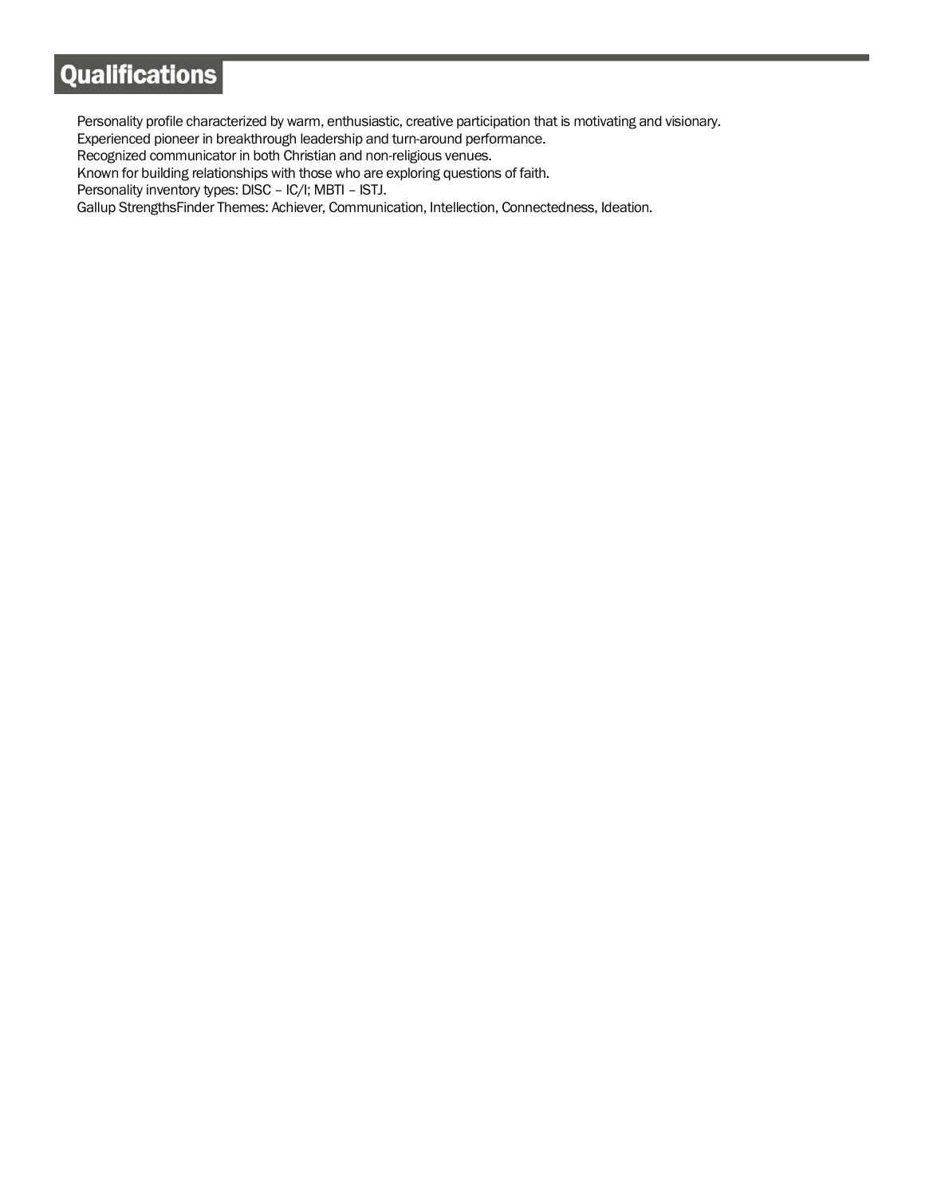## Qualifications

Personality profile characterized by warm, enthusiastic, creative participation that is motivating and visionary.
Experienced pioneer in breakthrough leadership and turn-around performance.
Recognized communicator in both Christian and non-religious venues.
Known for building relationships with those who are exploring questions of faith.
Personality inventory types: DISC – IC/I; MBTI – ISTJ.
Gallup StrengthsFinder Themes: Achiever, Communication, Intellection, Connectedness, Ideation.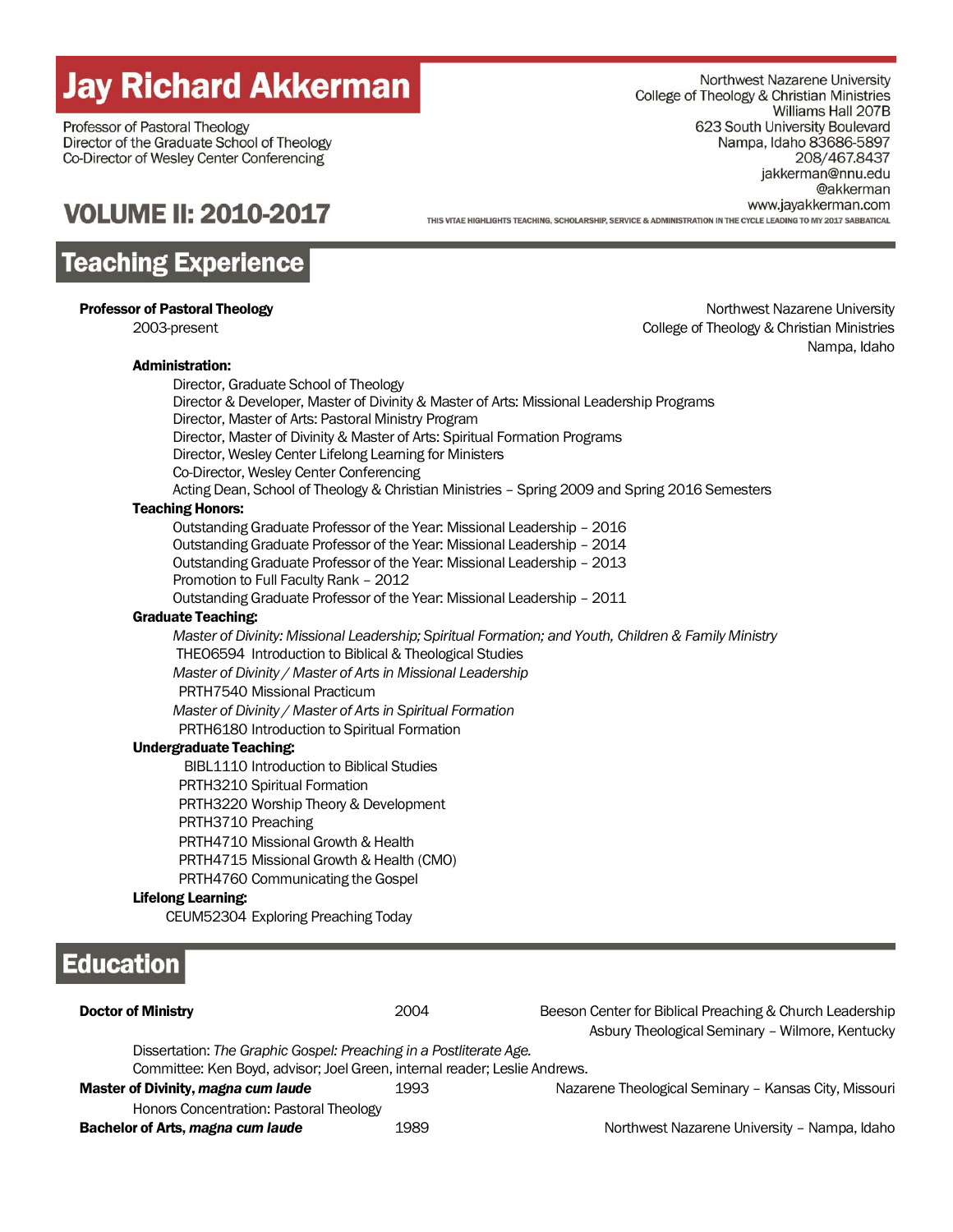# Jay Richard Akkerman

Professor of Pastoral Theology
Director of the Graduate School of Theology
Co-Director of Wesley Center Conferencing

Northwest Nazarene University
College of Theology & Christian Ministries
Williams Hall 207B
623 South University Boulevard
Nampa, Idaho 83686-5897
208/467.8437
jakkerman@nnu.edu
@akkerman
www.jayakkerman.com

## VOLUME II: 2010-2017

THIS VITAE HIGHLIGHTS TEACHING, SCHOLARSHIP, SERVICE & ADMINISTRATION IN THE CYCLE LEADING TO MY 2017 SABBATICAL

## Teaching Experience

**Professor of Pastoral Theology**
2003-present

Northwest Nazarene University
College of Theology & Christian Ministries
Nampa, Idaho

**Administration:**

- Director, Graduate School of Theology
- Director & Developer, Master of Divinity & Master of Arts: Missional Leadership Programs
- Director, Master of Arts: Pastoral Ministry Program
- Director, Master of Divinity & Master of Arts: Spiritual Formation Programs
- Director, Wesley Center Lifelong Learning for Ministers
- Co-Director, Wesley Center Conferencing
- Acting Dean, School of Theology & Christian Ministries – Spring 2009 and Spring 2016 Semesters

**Teaching Honors:**

- Outstanding Graduate Professor of the Year: Missional Leadership – 2016
- Outstanding Graduate Professor of the Year: Missional Leadership – 2014
- Outstanding Graduate Professor of the Year: Missional Leadership – 2013
- Promotion to Full Faculty Rank – 2012
- Outstanding Graduate Professor of the Year: Missional Leadership – 2011

**Graduate Teaching:**

*Master of Divinity: Missional Leadership; Spiritual Formation; and Youth, Children & Family Ministry*
THEO6594 Introduction to Biblical & Theological Studies
*Master of Divinity / Master of Arts in Missional Leadership*
PRTH7540 Missional Practicum
*Master of Divinity / Master of Arts in Spiritual Formation*
PRTH6180 Introduction to Spiritual Formation

**Undergraduate Teaching:**

- BIBL1110 Introduction to Biblical Studies
- PRTH3210 Spiritual Formation
- PRTH3220 Worship Theory & Development
- PRTH3710 Preaching
- PRTH4710 Missional Growth & Health
- PRTH4715 Missional Growth & Health (CMO)
- PRTH4760 Communicating the Gospel

**Lifelong Learning:**

- CEUM52304 Exploring Preaching Today

## Education

**Doctor of Ministry** — 2004 — Beeson Center for Biblical Preaching & Church Leadership, Asbury Theological Seminary – Wilmore, Kentucky

Dissertation: *The Graphic Gospel: Preaching in a Postliterate Age.*
Committee: Ken Boyd, advisor; Joel Green, internal reader; Leslie Andrews.

**Master of Divinity, *magna cum laude*** — 1993 — Nazarene Theological Seminary – Kansas City, Missouri

Honors Concentration: Pastoral Theology

**Bachelor of Arts, *magna cum laude*** — 1989 — Northwest Nazarene University – Nampa, Idaho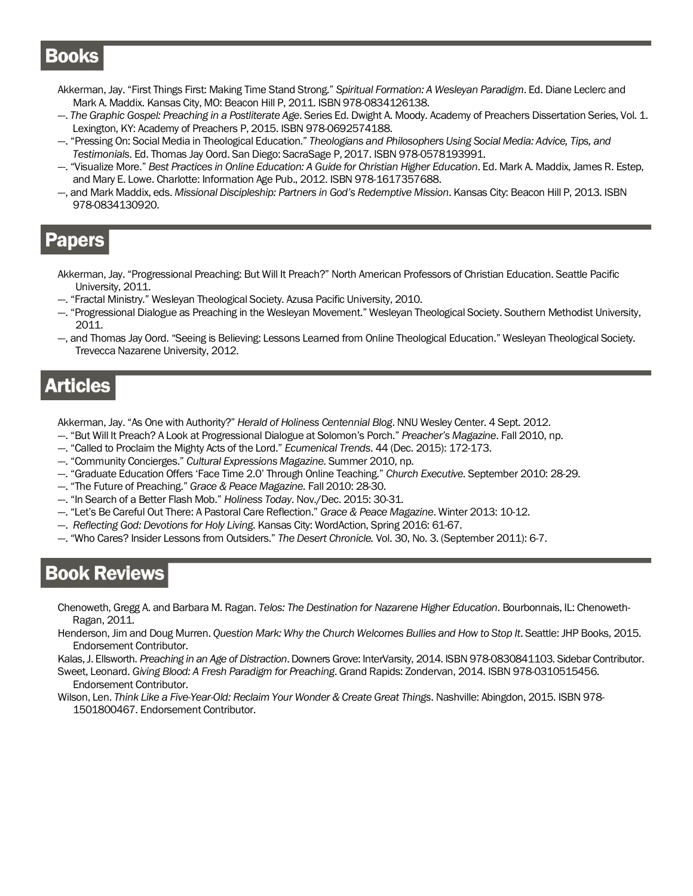## Books

Akkerman, Jay. "First Things First: Making Time Stand Strong." *Spiritual Formation: A Wesleyan Paradigm*. Ed. Diane Leclerc and Mark A. Maddix. Kansas City, MO: Beacon Hill P, 2011. ISBN 978-0834126138.

—. *The Graphic Gospel: Preaching in a Postliterate Age*. Series Ed. Dwight A. Moody. Academy of Preachers Dissertation Series, Vol. 1. Lexington, KY: Academy of Preachers P, 2015. ISBN 978-0692574188.

—. "Pressing On: Social Media in Theological Education." *Theologians and Philosophers Using Social Media: Advice, Tips, and Testimonials*. Ed. Thomas Jay Oord. San Diego: SacraSage P, 2017. ISBN 978-0578193991.

—. "Visualize More." *Best Practices in Online Education: A Guide for Christian Higher Education*. Ed. Mark A. Maddix, James R. Estep, and Mary E. Lowe. Charlotte: Information Age Pub., 2012. ISBN 978-1617357688.

—, and Mark Maddix, eds. *Missional Discipleship: Partners in God's Redemptive Mission*. Kansas City: Beacon Hill P, 2013. ISBN 978-0834130920.

## Papers

Akkerman, Jay. "Progressional Preaching: But Will It Preach?" North American Professors of Christian Education. Seattle Pacific University, 2011.

—. "Fractal Ministry." Wesleyan Theological Society. Azusa Pacific University, 2010.

—. "Progressional Dialogue as Preaching in the Wesleyan Movement." Wesleyan Theological Society. Southern Methodist University, 2011.

—, and Thomas Jay Oord. "Seeing is Believing: Lessons Learned from Online Theological Education." Wesleyan Theological Society. Trevecca Nazarene University, 2012.

## Articles

Akkerman, Jay. "As One with Authority?" *Herald of Holiness Centennial Blog*. NNU Wesley Center. 4 Sept. 2012.

—. "But Will It Preach? A Look at Progressional Dialogue at Solomon's Porch." *Preacher's Magazine*. Fall 2010, np.

—. "Called to Proclaim the Mighty Acts of the Lord." *Ecumenical Trends*. 44 (Dec. 2015): 172-173.

—. "Community Concierges." *Cultural Expressions Magazine*. Summer 2010, np.

—. "Graduate Education Offers 'Face Time 2.0' Through Online Teaching." *Church Executive*. September 2010: 28-29.

—. "The Future of Preaching." *Grace & Peace Magazine.* Fall 2010: 28-30.

—. "In Search of a Better Flash Mob." *Holiness Today*. Nov./Dec. 2015: 30-31.

—. "Let's Be Careful Out There: A Pastoral Care Reflection." *Grace & Peace Magazine*. Winter 2013: 10-12.

—. *Reflecting God: Devotions for Holy Living*. Kansas City: WordAction, Spring 2016: 61-67.

—. "Who Cares? Insider Lessons from Outsiders." *The Desert Chronicle.* Vol. 30, No. 3. (September 2011): 6-7.

## Book Reviews

Chenoweth, Gregg A. and Barbara M. Ragan. *Telos: The Destination for Nazarene Higher Education*. Bourbonnais, IL: Chenoweth-Ragan, 2011.

Henderson, Jim and Doug Murren. *Question Mark: Why the Church Welcomes Bullies and How to Stop It*. Seattle: JHP Books, 2015. Endorsement Contributor.

Kalas, J. Ellsworth. *Preaching in an Age of Distraction*. Downers Grove: InterVarsity, 2014. ISBN 978-0830841103. Sidebar Contributor.

Sweet, Leonard. *Giving Blood: A Fresh Paradigm for Preaching*. Grand Rapids: Zondervan, 2014. ISBN 978-0310515456. Endorsement Contributor.

Wilson, Len. *Think Like a Five-Year-Old: Reclaim Your Wonder & Create Great Things*. Nashville: Abingdon, 2015. ISBN 978-1501800467. Endorsement Contributor.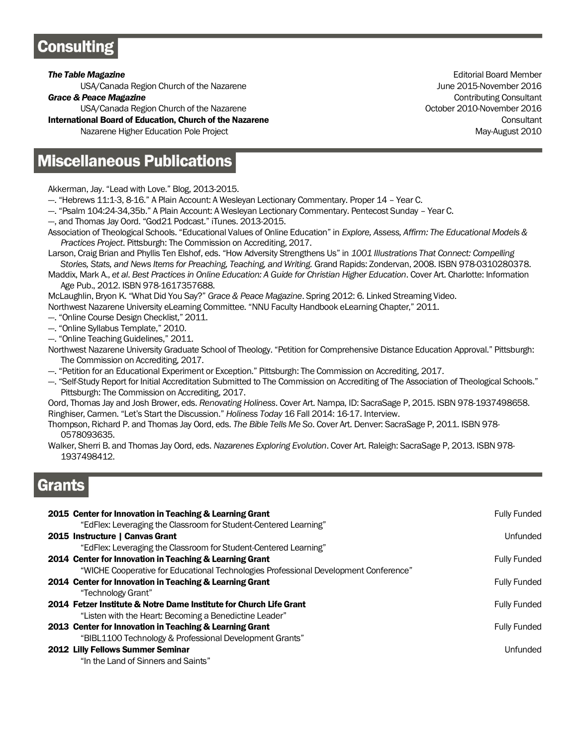## Consulting

***The Table Magazine*** — Editorial Board Member
USA/Canada Region Church of the Nazarene — June 2015-November 2016

***Grace & Peace Magazine*** — Contributing Consultant
USA/Canada Region Church of the Nazarene — October 2010-November 2016

**International Board of Education, Church of the Nazarene** — Consultant
Nazarene Higher Education Pole Project — May-August 2010

## Miscellaneous Publications

Akkerman, Jay. "Lead with Love." Blog, 2013-2015.

—. "Hebrews 11:1-3, 8-16." A Plain Account: A Wesleyan Lectionary Commentary. Proper 14 – Year C.

—. "Psalm 104:24-34,35b." A Plain Account: A Wesleyan Lectionary Commentary. Pentecost Sunday – Year C.

—, and Thomas Jay Oord. "God21 Podcast." iTunes. 2013-2015.

Association of Theological Schools. "Educational Values of Online Education" in *Explore, Assess, Affirm: The Educational Models & Practices Project*. Pittsburgh: The Commission on Accrediting, 2017.

Larson, Craig Brian and Phyllis Ten Elshof, eds. "How Adversity Strengthens Us" in *1001 Illustrations That Connect: Compelling Stories, Stats, and News Items for Preaching, Teaching, and Writing.* Grand Rapids: Zondervan, 2008. ISBN 978-0310280378.

Maddix, Mark A., *et al*. *Best Practices in Online Education: A Guide for Christian Higher Education*. Cover Art. Charlotte: Information Age Pub., 2012. ISBN 978-1617357688.

McLaughlin, Bryon K. "What Did You Say?" *Grace & Peace Magazine*. Spring 2012: 6. Linked Streaming Video.

Northwest Nazarene University eLearning Committee. "NNU Faculty Handbook eLearning Chapter," 2011.

—. "Online Course Design Checklist," 2011.

—. "Online Syllabus Template," 2010.

—. "Online Teaching Guidelines," 2011.

Northwest Nazarene University Graduate School of Theology. "Petition for Comprehensive Distance Education Approval." Pittsburgh: The Commission on Accrediting, 2017.

—. "Petition for an Educational Experiment or Exception." Pittsburgh: The Commission on Accrediting, 2017.

—. "Self-Study Report for Initial Accreditation Submitted to The Commission on Accrediting of The Association of Theological Schools." Pittsburgh: The Commission on Accrediting, 2017.

Oord, Thomas Jay and Josh Brower, eds. *Renovating Holiness*. Cover Art. Nampa, ID: SacraSage P, 2015. ISBN 978-1937498658.

Ringhiser, Carmen. "Let's Start the Discussion." *Holiness Today* 16 Fall 2014: 16-17. Interview.

Thompson, Richard P. and Thomas Jay Oord, eds. *The Bible Tells Me So*. Cover Art. Denver: SacraSage P, 2011. ISBN 978-0578093635.

Walker, Sherri B. and Thomas Jay Oord, eds. *Nazarenes Exploring Evolution*. Cover Art. Raleigh: SacraSage P, 2013. ISBN 978-1937498412.

## Grants

**2015 Center for Innovation in Teaching & Learning Grant** — Fully Funded
"EdFlex: Leveraging the Classroom for Student-Centered Learning"

**2015 Instructure | Canvas Grant** — Unfunded
"EdFlex: Leveraging the Classroom for Student-Centered Learning"

**2014 Center for Innovation in Teaching & Learning Grant** — Fully Funded
"WICHE Cooperative for Educational Technologies Professional Development Conference"

**2014 Center for Innovation in Teaching & Learning Grant** — Fully Funded
"Technology Grant"

**2014 Fetzer Institute & Notre Dame Institute for Church Life Grant** — Fully Funded
"Listen with the Heart: Becoming a Benedictine Leader"

**2013 Center for Innovation in Teaching & Learning Grant** — Fully Funded
"BIBL1100 Technology & Professional Development Grants"

**2012 Lilly Fellows Summer Seminar** — Unfunded
"In the Land of Sinners and Saints"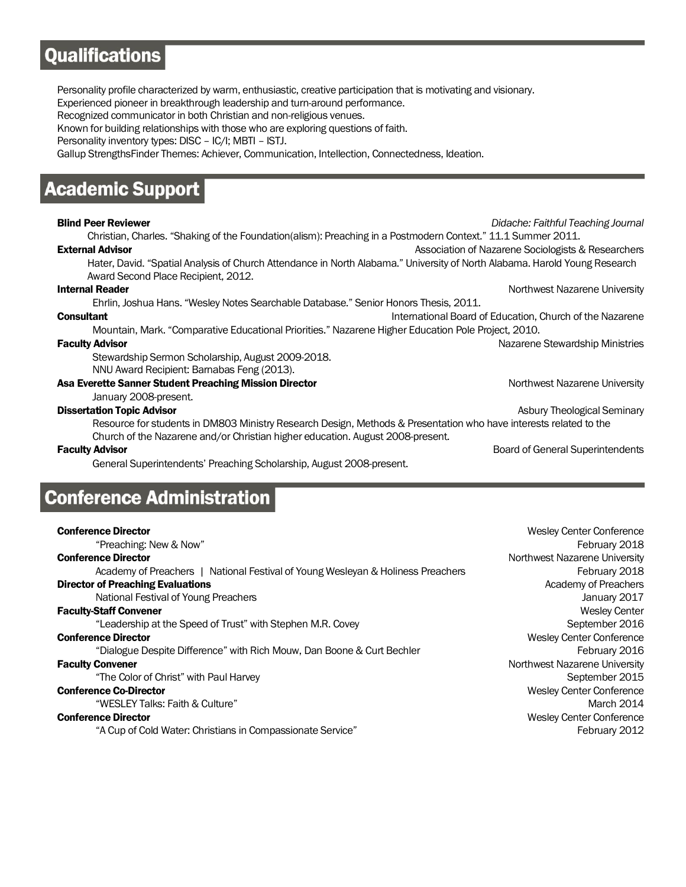## Qualifications

Personality profile characterized by warm, enthusiastic, creative participation that is motivating and visionary.
Experienced pioneer in breakthrough leadership and turn-around performance.
Recognized communicator in both Christian and non-religious venues.
Known for building relationships with those who are exploring questions of faith.
Personality inventory types: DISC – IC/I; MBTI – ISTJ.
Gallup StrengthsFinder Themes: Achiever, Communication, Intellection, Connectedness, Ideation.

## Academic Support

**Blind Peer Reviewer** — *Didache: Faithful Teaching Journal*
Christian, Charles. "Shaking of the Foundation(alism): Preaching in a Postmodern Context." 11.1 Summer 2011.

**External Advisor** — Association of Nazarene Sociologists & Researchers
Hater, David. "Spatial Analysis of Church Attendance in North Alabama." University of North Alabama. Harold Young Research Award Second Place Recipient, 2012.

**Internal Reader** — Northwest Nazarene University
Ehrlin, Joshua Hans. "Wesley Notes Searchable Database." Senior Honors Thesis, 2011.

**Consultant** — International Board of Education, Church of the Nazarene
Mountain, Mark. "Comparative Educational Priorities." Nazarene Higher Education Pole Project, 2010.

**Faculty Advisor** — Nazarene Stewardship Ministries
Stewardship Sermon Scholarship, August 2009-2018.
NNU Award Recipient: Barnabas Feng (2013).

**Asa Everette Sanner Student Preaching Mission Director** — Northwest Nazarene University
January 2008-present.

**Dissertation Topic Advisor** — Asbury Theological Seminary
Resource for students in DM803 Ministry Research Design, Methods & Presentation who have interests related to the Church of the Nazarene and/or Christian higher education. August 2008-present.

**Faculty Advisor** — Board of General Superintendents
General Superintendents' Preaching Scholarship, August 2008-present.

## Conference Administration

**Conference Director** — Wesley Center Conference
"Preaching: New & Now" — February 2018

**Conference Director** — Northwest Nazarene University
Academy of Preachers | National Festival of Young Wesleyan & Holiness Preachers — February 2018

**Director of Preaching Evaluations** — Academy of Preachers
National Festival of Young Preachers — January 2017

**Faculty-Staff Convener** — Wesley Center
"Leadership at the Speed of Trust" with Stephen M.R. Covey — September 2016

**Conference Director** — Wesley Center Conference
"Dialogue Despite Difference" with Rich Mouw, Dan Boone & Curt Bechler — February 2016

**Faculty Convener** — Northwest Nazarene University
"The Color of Christ" with Paul Harvey — September 2015

**Conference Co-Director** — Wesley Center Conference
"WESLEY Talks: Faith & Culture" — March 2014

**Conference Director** — Wesley Center Conference
"A Cup of Cold Water: Christians in Compassionate Service" — February 2012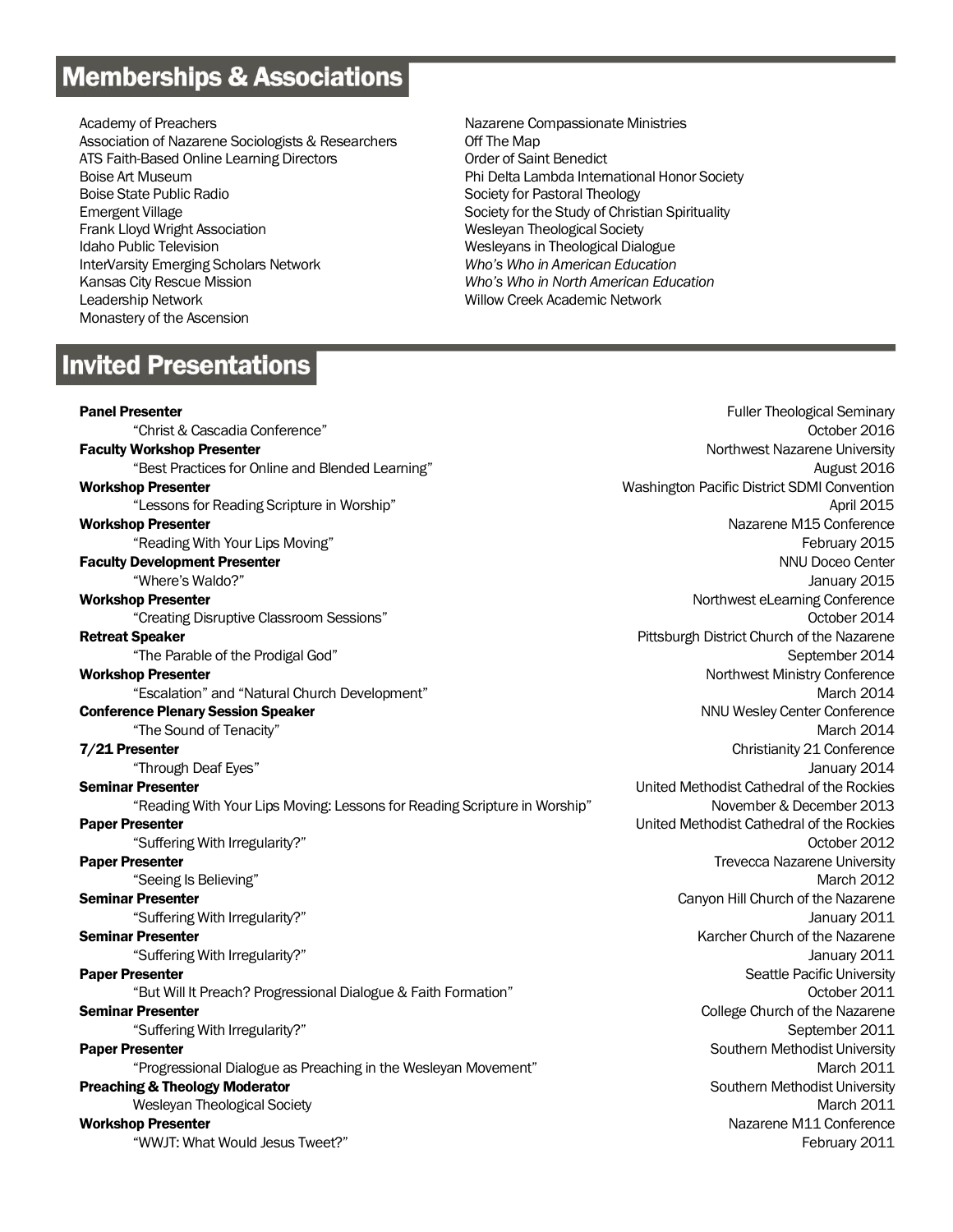## Memberships & Associations

Academy of Preachers
Association of Nazarene Sociologists & Researchers
ATS Faith-Based Online Learning Directors
Boise Art Museum
Boise State Public Radio
Emergent Village
Frank Lloyd Wright Association
Idaho Public Television
InterVarsity Emerging Scholars Network
Kansas City Rescue Mission
Leadership Network
Monastery of the Ascension
Nazarene Compassionate Ministries
Off The Map
Order of Saint Benedict
Phi Delta Lambda International Honor Society
Society for Pastoral Theology
Society for the Study of Christian Spirituality
Wesleyan Theological Society
Wesleyans in Theological Dialogue
*Who's Who in American Education*
*Who's Who in North American Education*
Willow Creek Academic Network

## Invited Presentations

**Panel Presenter** — Fuller Theological Seminary
"Christ & Cascadia Conference" — October 2016

**Faculty Workshop Presenter** — Northwest Nazarene University
"Best Practices for Online and Blended Learning" — August 2016

**Workshop Presenter** — Washington Pacific District SDMI Convention
"Lessons for Reading Scripture in Worship" — April 2015

**Workshop Presenter** — Nazarene M15 Conference
"Reading With Your Lips Moving" — February 2015

**Faculty Development Presenter** — NNU Doceo Center
"Where's Waldo?" — January 2015

**Workshop Presenter** — Northwest eLearning Conference
"Creating Disruptive Classroom Sessions" — October 2014

**Retreat Speaker** — Pittsburgh District Church of the Nazarene
"The Parable of the Prodigal God" — September 2014

**Workshop Presenter** — Northwest Ministry Conference
"Escalation" and "Natural Church Development" — March 2014

**Conference Plenary Session Speaker** — NNU Wesley Center Conference
"The Sound of Tenacity" — March 2014

**7/21 Presenter** — Christianity 21 Conference
"Through Deaf Eyes" — January 2014

**Seminar Presenter** — United Methodist Cathedral of the Rockies
"Reading With Your Lips Moving: Lessons for Reading Scripture in Worship" — November & December 2013

**Paper Presenter** — United Methodist Cathedral of the Rockies
"Suffering With Irregularity?" — October 2012

**Paper Presenter** — Trevecca Nazarene University
"Seeing Is Believing" — March 2012

**Seminar Presenter** — Canyon Hill Church of the Nazarene
"Suffering With Irregularity?" — January 2011

**Seminar Presenter** — Karcher Church of the Nazarene
"Suffering With Irregularity?" — January 2011

**Paper Presenter** — Seattle Pacific University
"But Will It Preach? Progressional Dialogue & Faith Formation" — October 2011

**Seminar Presenter** — College Church of the Nazarene
"Suffering With Irregularity?" — September 2011

**Paper Presenter** — Southern Methodist University
"Progressional Dialogue as Preaching in the Wesleyan Movement" — March 2011

**Preaching & Theology Moderator** — Southern Methodist University
Wesleyan Theological Society — March 2011

**Workshop Presenter** — Nazarene M11 Conference
"WWJT: What Would Jesus Tweet?" — February 2011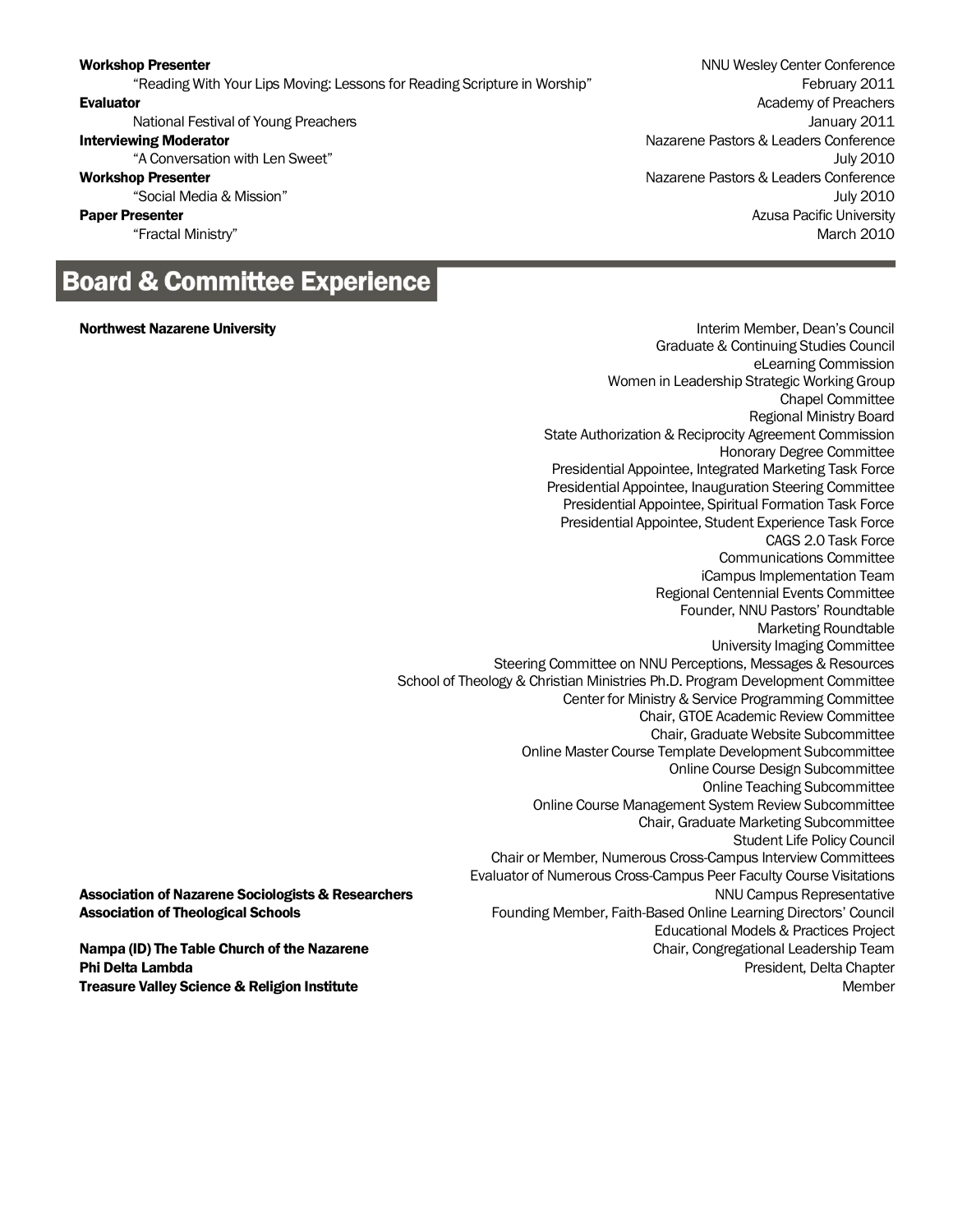**Workshop Presenter** — NNU Wesley Center Conference
"Reading With Your Lips Moving: Lessons for Reading Scripture in Worship" — February 2011

**Evaluator** — Academy of Preachers
National Festival of Young Preachers — January 2011

**Interviewing Moderator** — Nazarene Pastors & Leaders Conference
"A Conversation with Len Sweet" — July 2010

**Workshop Presenter** — Nazarene Pastors & Leaders Conference
"Social Media & Mission" — July 2010

**Paper Presenter** — Azusa Pacific University
"Fractal Ministry" — March 2010

## Board & Committee Experience

**Northwest Nazarene University**

- Interim Member, Dean's Council
- Graduate & Continuing Studies Council
- eLearning Commission
- Women in Leadership Strategic Working Group
- Chapel Committee
- Regional Ministry Board
- State Authorization & Reciprocity Agreement Commission
- Honorary Degree Committee
- Presidential Appointee, Integrated Marketing Task Force
- Presidential Appointee, Inauguration Steering Committee
- Presidential Appointee, Spiritual Formation Task Force
- Presidential Appointee, Student Experience Task Force
- CAGS 2.0 Task Force
- Communications Committee
- iCampus Implementation Team
- Regional Centennial Events Committee
- Founder, NNU Pastors' Roundtable
- Marketing Roundtable
- University Imaging Committee
- Steering Committee on NNU Perceptions, Messages & Resources
- School of Theology & Christian Ministries Ph.D. Program Development Committee
- Center for Ministry & Service Programming Committee
- Chair, GTOE Academic Review Committee
- Chair, Graduate Website Subcommittee
- Online Master Course Template Development Subcommittee
- Online Course Design Subcommittee
- Online Teaching Subcommittee
- Online Course Management System Review Subcommittee
- Chair, Graduate Marketing Subcommittee
- Student Life Policy Council
- Chair or Member, Numerous Cross-Campus Interview Committees
- Evaluator of Numerous Cross-Campus Peer Faculty Course Visitations

**Association of Nazarene Sociologists & Researchers** — NNU Campus Representative

**Association of Theological Schools** — Founding Member, Faith-Based Online Learning Directors' Council; Educational Models & Practices Project

**Nampa (ID) The Table Church of the Nazarene** — Chair, Congregational Leadership Team

**Phi Delta Lambda** — President, Delta Chapter

**Treasure Valley Science & Religion Institute** — Member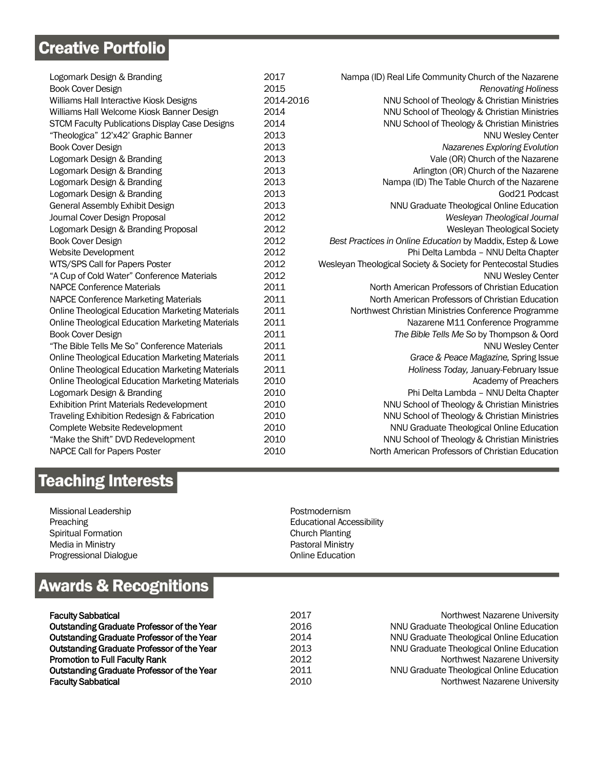## Creative Portfolio

| | | |
|---|---|---|
| Logomark Design & Branding | 2017 | Nampa (ID) Real Life Community Church of the Nazarene |
| Book Cover Design | 2015 | *Renovating Holiness* |
| Williams Hall Interactive Kiosk Designs | 2014-2016 | NNU School of Theology & Christian Ministries |
| Williams Hall Welcome Kiosk Banner Design | 2014 | NNU School of Theology & Christian Ministries |
| STCM Faculty Publications Display Case Designs | 2014 | NNU School of Theology & Christian Ministries |
| "Theologica" 12'x42' Graphic Banner | 2013 | NNU Wesley Center |
| Book Cover Design | 2013 | *Nazarenes Exploring Evolution* |
| Logomark Design & Branding | 2013 | Vale (OR) Church of the Nazarene |
| Logomark Design & Branding | 2013 | Arlington (OR) Church of the Nazarene |
| Logomark Design & Branding | 2013 | Nampa (ID) The Table Church of the Nazarene |
| Logomark Design & Branding | 2013 | God21 Podcast |
| General Assembly Exhibit Design | 2013 | NNU Graduate Theological Online Education |
| Journal Cover Design Proposal | 2012 | *Wesleyan Theological Journal* |
| Logomark Design & Branding Proposal | 2012 | Wesleyan Theological Society |
| Book Cover Design | 2012 | *Best Practices in Online Education* by Maddix, Estep & Lowe |
| Website Development | 2012 | Phi Delta Lambda – NNU Delta Chapter |
| WTS/SPS Call for Papers Poster | 2012 | Wesleyan Theological Society & Society for Pentecostal Studies |
| "A Cup of Cold Water" Conference Materials | 2012 | NNU Wesley Center |
| NAPCE Conference Materials | 2011 | North American Professors of Christian Education |
| NAPCE Conference Marketing Materials | 2011 | North American Professors of Christian Education |
| Online Theological Education Marketing Materials | 2011 | Northwest Christian Ministries Conference Programme |
| Online Theological Education Marketing Materials | 2011 | Nazarene M11 Conference Programme |
| Book Cover Design | 2011 | *The Bible Tells Me So* by Thompson & Oord |
| "The Bible Tells Me So" Conference Materials | 2011 | NNU Wesley Center |
| Online Theological Education Marketing Materials | 2011 | *Grace & Peace Magazine,* Spring Issue |
| Online Theological Education Marketing Materials | 2011 | *Holiness Today,* January-February Issue |
| Online Theological Education Marketing Materials | 2010 | Academy of Preachers |
| Logomark Design & Branding | 2010 | Phi Delta Lambda – NNU Delta Chapter |
| Exhibition Print Materials Redevelopment | 2010 | NNU School of Theology & Christian Ministries |
| Traveling Exhibition Redesign & Fabrication | 2010 | NNU School of Theology & Christian Ministries |
| Complete Website Redevelopment | 2010 | NNU Graduate Theological Online Education |
| "Make the Shift" DVD Redevelopment | 2010 | NNU School of Theology & Christian Ministries |
| NAPCE Call for Papers Poster | 2010 | North American Professors of Christian Education |

## Teaching Interests

- Missional Leadership
- Preaching
- Spiritual Formation
- Media in Ministry
- Progressional Dialogue
- Postmodernism
- Educational Accessibility
- Church Planting
- Pastoral Ministry
- Online Education

## Awards & Recognitions

| | | |
|---|---|---|
| **Faculty Sabbatical** | 2017 | Northwest Nazarene University |
| **Outstanding Graduate Professor of the Year** | 2016 | NNU Graduate Theological Online Education |
| **Outstanding Graduate Professor of the Year** | 2014 | NNU Graduate Theological Online Education |
| **Outstanding Graduate Professor of the Year** | 2013 | NNU Graduate Theological Online Education |
| **Promotion to Full Faculty Rank** | 2012 | Northwest Nazarene University |
| **Outstanding Graduate Professor of the Year** | 2011 | NNU Graduate Theological Online Education |
| **Faculty Sabbatical** | 2010 | Northwest Nazarene University |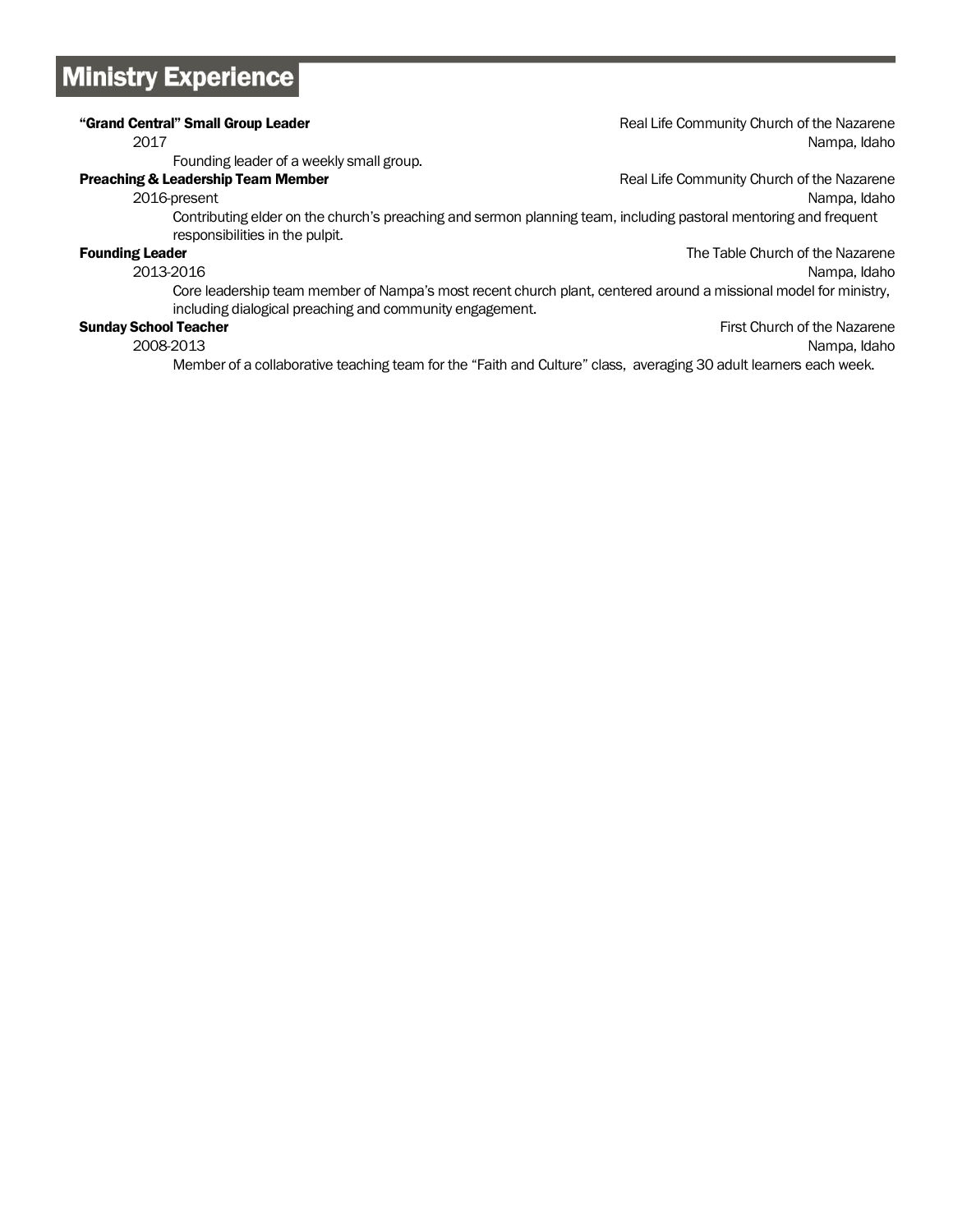## Ministry Experience

**"Grand Central" Small Group Leader** — Real Life Community Church of the Nazarene
2017 — Nampa, Idaho
Founding leader of a weekly small group.

**Preaching & Leadership Team Member** — Real Life Community Church of the Nazarene
2016-present — Nampa, Idaho
Contributing elder on the church's preaching and sermon planning team, including pastoral mentoring and frequent responsibilities in the pulpit.

**Founding Leader** — The Table Church of the Nazarene
2013-2016 — Nampa, Idaho
Core leadership team member of Nampa's most recent church plant, centered around a missional model for ministry, including dialogical preaching and community engagement.

**Sunday School Teacher** — First Church of the Nazarene
2008-2013 — Nampa, Idaho
Member of a collaborative teaching team for the "Faith and Culture" class, averaging 30 adult learners each week.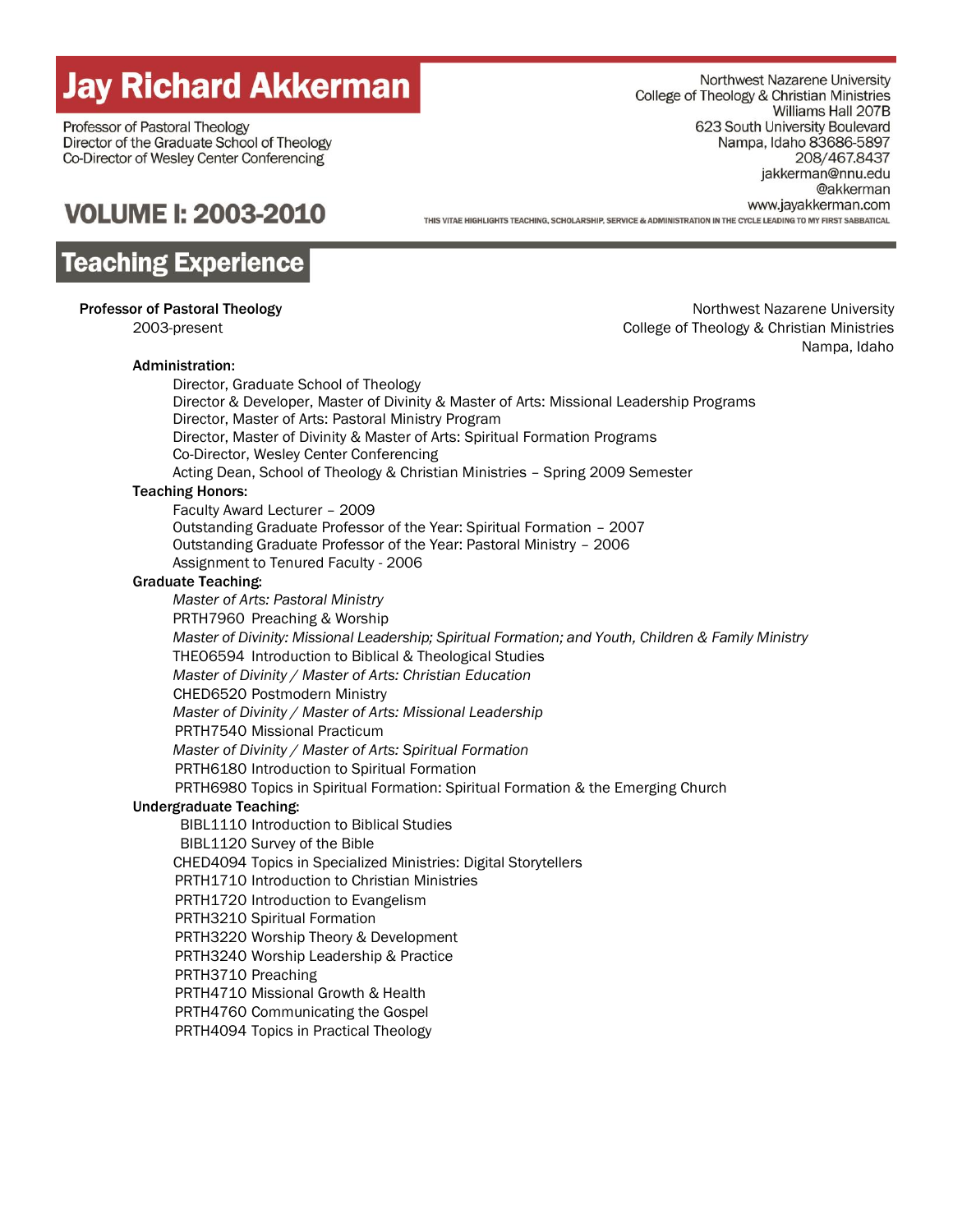# Jay Richard Akkerman

Professor of Pastoral Theology
Director of the Graduate School of Theology
Co-Director of Wesley Center Conferencing

Northwest Nazarene University
College of Theology & Christian Ministries
Williams Hall 207B
623 South University Boulevard
Nampa, Idaho 83686-5897
208/467.8437
jakkerman@nnu.edu
@akkerman
www.jayakkerman.com

## VOLUME I: 2003-2010

THIS VITAE HIGHLIGHTS TEACHING, SCHOLARSHIP, SERVICE & ADMINISTRATION IN THE CYCLE LEADING TO MY FIRST SABBATICAL

## Teaching Experience

**Professor of Pastoral Theology**
2003-present

Northwest Nazarene University
College of Theology & Christian Ministries
Nampa, Idaho

**Administration:**

- Director, Graduate School of Theology
- Director & Developer, Master of Divinity & Master of Arts: Missional Leadership Programs
- Director, Master of Arts: Pastoral Ministry Program
- Director, Master of Divinity & Master of Arts: Spiritual Formation Programs
- Co-Director, Wesley Center Conferencing
- Acting Dean, School of Theology & Christian Ministries – Spring 2009 Semester

**Teaching Honors:**

- Faculty Award Lecturer – 2009
- Outstanding Graduate Professor of the Year: Spiritual Formation – 2007
- Outstanding Graduate Professor of the Year: Pastoral Ministry – 2006
- Assignment to Tenured Faculty - 2006

**Graduate Teaching:**

*Master of Arts: Pastoral Ministry*
PRTH7960 Preaching & Worship

*Master of Divinity: Missional Leadership; Spiritual Formation; and Youth, Children & Family Ministry*
THEO6594 Introduction to Biblical & Theological Studies

*Master of Divinity / Master of Arts: Christian Education*
CHED6520 Postmodern Ministry

*Master of Divinity / Master of Arts: Missional Leadership*
PRTH7540 Missional Practicum

*Master of Divinity / Master of Arts: Spiritual Formation*
PRTH6180 Introduction to Spiritual Formation
PRTH6980 Topics in Spiritual Formation: Spiritual Formation & the Emerging Church

**Undergraduate Teaching:**

- BIBL1110 Introduction to Biblical Studies
- BIBL1120 Survey of the Bible
- CHED4094 Topics in Specialized Ministries: Digital Storytellers
- PRTH1710 Introduction to Christian Ministries
- PRTH1720 Introduction to Evangelism
- PRTH3210 Spiritual Formation
- PRTH3220 Worship Theory & Development
- PRTH3240 Worship Leadership & Practice
- PRTH3710 Preaching
- PRTH4710 Missional Growth & Health
- PRTH4760 Communicating the Gospel
- PRTH4094 Topics in Practical Theology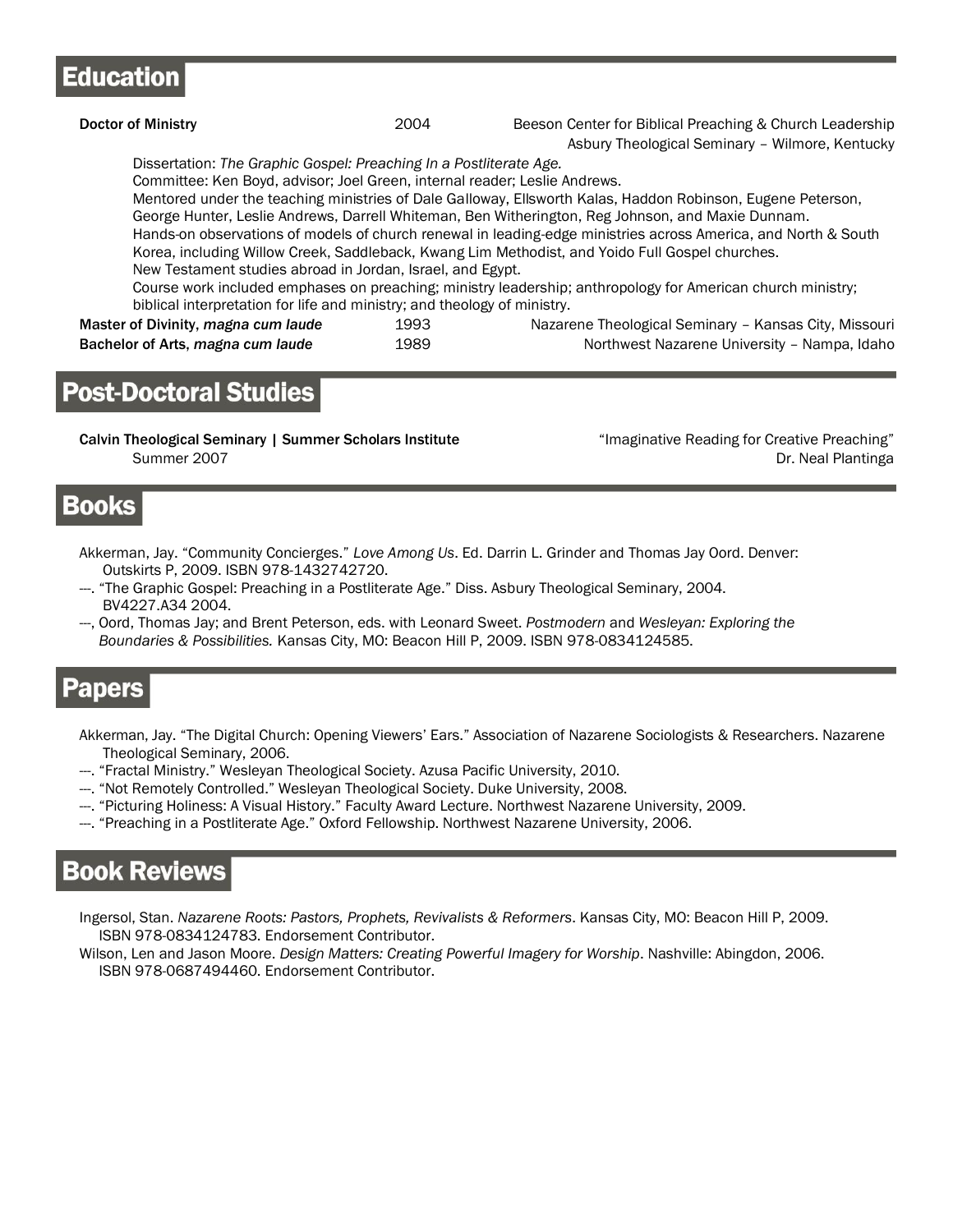## Education

**Doctor of Ministry** 2004 Beeson Center for Biblical Preaching & Church Leadership
Asbury Theological Seminary – Wilmore, Kentucky

Dissertation: *The Graphic Gospel: Preaching In a Postliterate Age.*
Committee: Ken Boyd, advisor; Joel Green, internal reader; Leslie Andrews.
Mentored under the teaching ministries of Dale Galloway, Ellsworth Kalas, Haddon Robinson, Eugene Peterson, George Hunter, Leslie Andrews, Darrell Whiteman, Ben Witherington, Reg Johnson, and Maxie Dunnam.
Hands-on observations of models of church renewal in leading-edge ministries across America, and North & South Korea, including Willow Creek, Saddleback, Kwang Lim Methodist, and Yoido Full Gospel churches.
New Testament studies abroad in Jordan, Israel, and Egypt.
Course work included emphases on preaching; ministry leadership; anthropology for American church ministry; biblical interpretation for life and ministry; and theology of ministry.

**Master of Divinity, *magna cum laude*** 1993 Nazarene Theological Seminary – Kansas City, Missouri

**Bachelor of Arts, *magna cum laude*** 1989 Northwest Nazarene University – Nampa, Idaho

## Post-Doctoral Studies

**Calvin Theological Seminary | Summer Scholars Institute** "Imaginative Reading for Creative Preaching"
Summer 2007 Dr. Neal Plantinga

## Books

Akkerman, Jay. "Community Concierges." *Love Among Us*. Ed. Darrin L. Grinder and Thomas Jay Oord. Denver: Outskirts P, 2009. ISBN 978-1432742720.

---. "The Graphic Gospel: Preaching in a Postliterate Age." Diss. Asbury Theological Seminary, 2004. BV4227.A34 2004.

---, Oord, Thomas Jay; and Brent Peterson, eds. with Leonard Sweet. *Postmodern* and *Wesleyan: Exploring the Boundaries & Possibilities.* Kansas City, MO: Beacon Hill P, 2009. ISBN 978-0834124585.

## Papers

Akkerman, Jay. "The Digital Church: Opening Viewers' Ears." Association of Nazarene Sociologists & Researchers. Nazarene Theological Seminary, 2006.

---. "Fractal Ministry." Wesleyan Theological Society. Azusa Pacific University, 2010.

---. "Not Remotely Controlled." Wesleyan Theological Society. Duke University, 2008.

---. "Picturing Holiness: A Visual History." Faculty Award Lecture. Northwest Nazarene University, 2009.

---. "Preaching in a Postliterate Age." Oxford Fellowship. Northwest Nazarene University, 2006.

## Book Reviews

Ingersol, Stan. *Nazarene Roots: Pastors, Prophets, Revivalists & Reformers*. Kansas City, MO: Beacon Hill P, 2009. ISBN 978-0834124783. Endorsement Contributor.

Wilson, Len and Jason Moore. *Design Matters: Creating Powerful Imagery for Worship*. Nashville: Abingdon, 2006. ISBN 978-0687494460. Endorsement Contributor.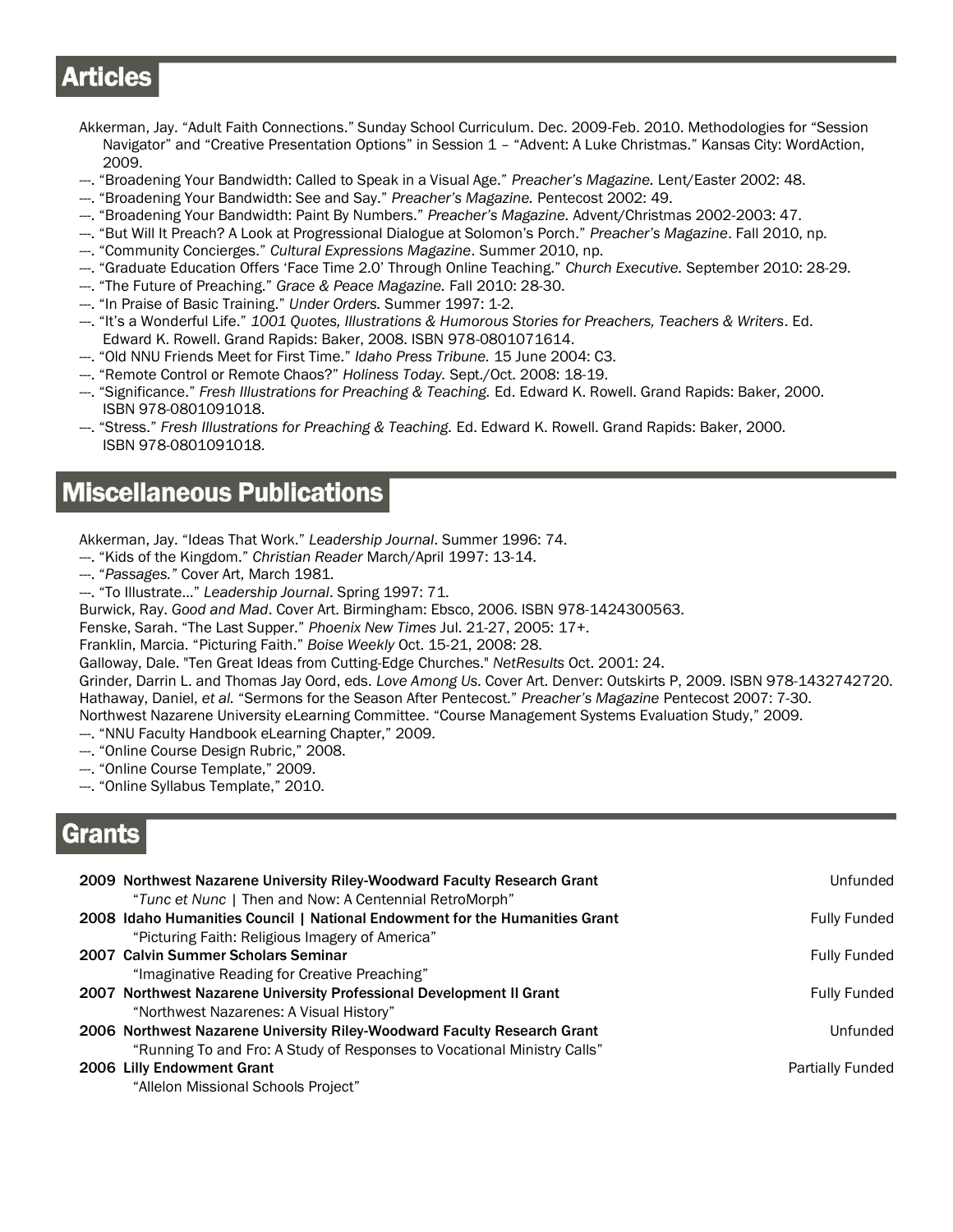## Articles

Akkerman, Jay. "Adult Faith Connections." Sunday School Curriculum. Dec. 2009-Feb. 2010. Methodologies for "Session Navigator" and "Creative Presentation Options" in Session 1 – "Advent: A Luke Christmas." Kansas City: WordAction, 2009.

---. "Broadening Your Bandwidth: Called to Speak in a Visual Age." *Preacher's Magazine.* Lent/Easter 2002: 48.

---. "Broadening Your Bandwidth: See and Say." *Preacher's Magazine.* Pentecost 2002: 49.

---. "Broadening Your Bandwidth: Paint By Numbers." *Preacher's Magazine.* Advent/Christmas 2002-2003: 47.

---. "But Will It Preach? A Look at Progressional Dialogue at Solomon's Porch." *Preacher's Magazine*. Fall 2010, np.

---. "Community Concierges." *Cultural Expressions Magazine*. Summer 2010, np.

---. "Graduate Education Offers 'Face Time 2.0' Through Online Teaching." *Church Executive.* September 2010: 28-29.

---. "The Future of Preaching." *Grace & Peace Magazine.* Fall 2010: 28-30.

---. "In Praise of Basic Training." *Under Orders.* Summer 1997: 1-2.

---. "It's a Wonderful Life." *1001 Quotes, Illustrations & Humorous Stories for Preachers, Teachers & Writers*. Ed. Edward K. Rowell. Grand Rapids: Baker, 2008. ISBN 978-0801071614.

---. "Old NNU Friends Meet for First Time." *Idaho Press Tribune.* 15 June 2004: C3.

---. "Remote Control or Remote Chaos?" *Holiness Today.* Sept./Oct. 2008: 18-19.

---. "Significance." *Fresh Illustrations for Preaching & Teaching.* Ed. Edward K. Rowell. Grand Rapids: Baker, 2000. ISBN 978-0801091018.

---. "Stress." *Fresh Illustrations for Preaching & Teaching.* Ed. Edward K. Rowell. Grand Rapids: Baker, 2000. ISBN 978-0801091018.

## Miscellaneous Publications

Akkerman, Jay. "Ideas That Work." *Leadership Journal*. Summer 1996: 74.

---. "Kids of the Kingdom." *Christian Reader* March/April 1997: 13-14.

---. "*Passages.*" Cover Art, March 1981.

---. "To Illustrate…" *Leadership Journal*. Spring 1997: 71.

Burwick, Ray. *Good and Mad*. Cover Art. Birmingham: Ebsco, 2006. ISBN 978-1424300563.

Fenske, Sarah. "The Last Supper." *Phoenix New Times* Jul. 21-27, 2005: 17+.

Franklin, Marcia. "Picturing Faith." *Boise Weekly* Oct. 15-21, 2008: 28.

Galloway, Dale. "Ten Great Ideas from Cutting-Edge Churches." *NetResults* Oct. 2001: 24.

Grinder, Darrin L. and Thomas Jay Oord, eds. *Love Among Us*. Cover Art. Denver: Outskirts P, 2009. ISBN 978-1432742720.

Hathaway, Daniel, *et al.* "Sermons for the Season After Pentecost." *Preacher's Magazine* Pentecost 2007: 7-30.

Northwest Nazarene University eLearning Committee. "Course Management Systems Evaluation Study," 2009.

---. "NNU Faculty Handbook eLearning Chapter," 2009.

---. "Online Course Design Rubric," 2008.

---. "Online Course Template," 2009.

---. "Online Syllabus Template," 2010.

## Grants

**2009 Northwest Nazarene University Riley-Woodward Faculty Research Grant** — Unfunded
"*Tunc et Nunc* | Then and Now: A Centennial RetroMorph"

**2008 Idaho Humanities Council | National Endowment for the Humanities Grant** — Fully Funded
"Picturing Faith: Religious Imagery of America"

**2007 Calvin Summer Scholars Seminar** — Fully Funded
"Imaginative Reading for Creative Preaching"

**2007 Northwest Nazarene University Professional Development II Grant** — Fully Funded
"Northwest Nazarenes: A Visual History"

**2006 Northwest Nazarene University Riley-Woodward Faculty Research Grant** — Unfunded
"Running To and Fro: A Study of Responses to Vocational Ministry Calls"

**2006 Lilly Endowment Grant** — Partially Funded
"Allelon Missional Schools Project"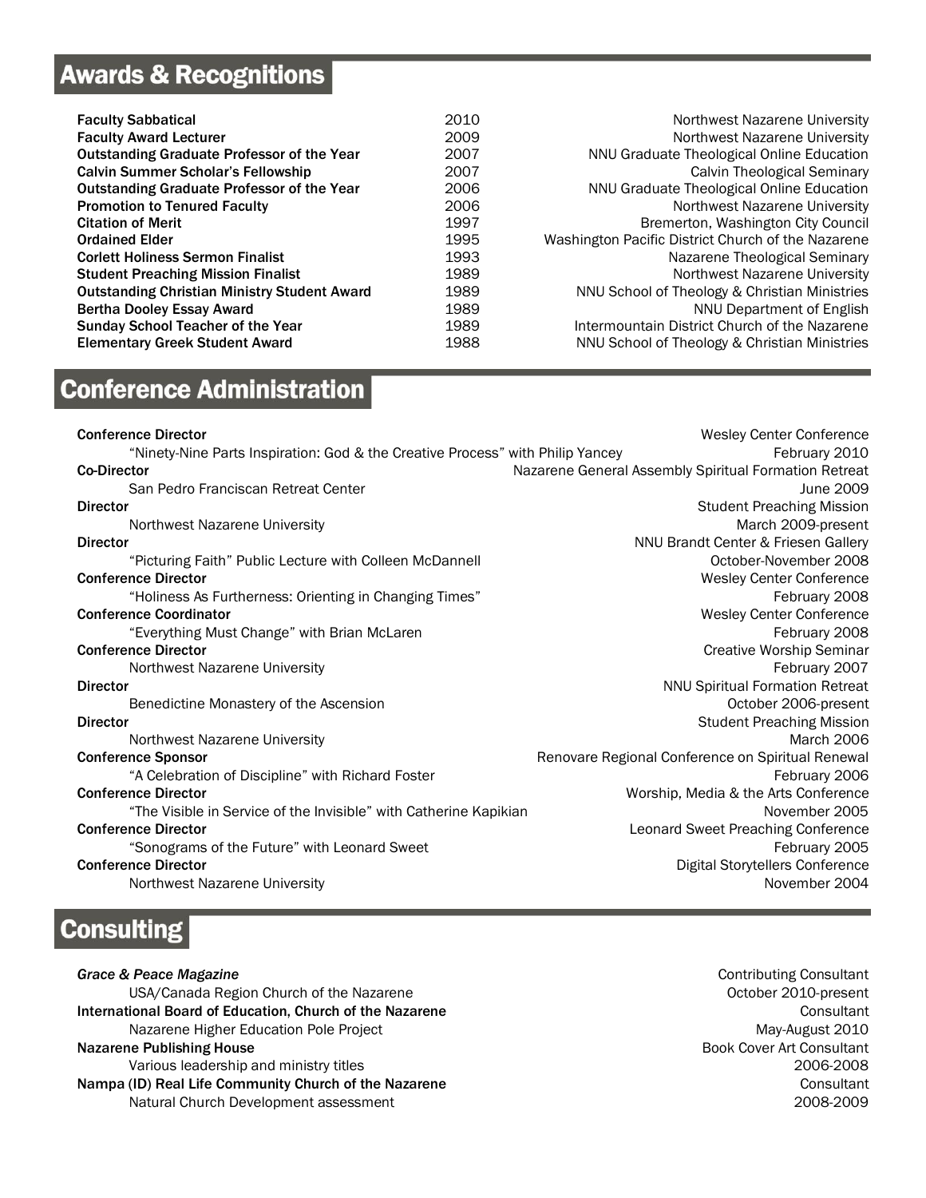## Awards & Recognitions

| Award | Year | Institution |
|---|---|---|
| **Faculty Sabbatical** | 2010 | Northwest Nazarene University |
| **Faculty Award Lecturer** | 2009 | Northwest Nazarene University |
| **Outstanding Graduate Professor of the Year** | 2007 | NNU Graduate Theological Online Education |
| **Calvin Summer Scholar's Fellowship** | 2007 | Calvin Theological Seminary |
| **Outstanding Graduate Professor of the Year** | 2006 | NNU Graduate Theological Online Education |
| **Promotion to Tenured Faculty** | 2006 | Northwest Nazarene University |
| **Citation of Merit** | 1997 | Bremerton, Washington City Council |
| **Ordained Elder** | 1995 | Washington Pacific District Church of the Nazarene |
| **Corlett Holiness Sermon Finalist** | 1993 | Nazarene Theological Seminary |
| **Student Preaching Mission Finalist** | 1989 | Northwest Nazarene University |
| **Outstanding Christian Ministry Student Award** | 1989 | NNU School of Theology & Christian Ministries |
| **Bertha Dooley Essay Award** | 1989 | NNU Department of English |
| **Sunday School Teacher of the Year** | 1989 | Intermountain District Church of the Nazarene |
| **Elementary Greek Student Award** | 1988 | NNU School of Theology & Christian Ministries |

## Conference Administration

**Conference Director** — Wesley Center Conference
"Ninety-Nine Parts Inspiration: God & the Creative Process" with Philip Yancey — February 2010

**Co-Director** — Nazarene General Assembly Spiritual Formation Retreat
San Pedro Franciscan Retreat Center — June 2009

**Director** — Student Preaching Mission
Northwest Nazarene University — March 2009-present

**Director** — NNU Brandt Center & Friesen Gallery
"Picturing Faith" Public Lecture with Colleen McDannell — October-November 2008

**Conference Director** — Wesley Center Conference
"Holiness As Furtherness: Orienting in Changing Times" — February 2008

**Conference Coordinator** — Wesley Center Conference
"Everything Must Change" with Brian McLaren — February 2008

**Conference Director** — Creative Worship Seminar
Northwest Nazarene University — February 2007

**Director** — NNU Spiritual Formation Retreat
Benedictine Monastery of the Ascension — October 2006-present

**Director** — Student Preaching Mission
Northwest Nazarene University — March 2006

**Conference Sponsor** — Renovare Regional Conference on Spiritual Renewal
"A Celebration of Discipline" with Richard Foster — February 2006

**Conference Director** — Worship, Media & the Arts Conference
"The Visible in Service of the Invisible" with Catherine Kapikian — November 2005

**Conference Director** — Leonard Sweet Preaching Conference
"Sonograms of the Future" with Leonard Sweet — February 2005

**Conference Director** — Digital Storytellers Conference
Northwest Nazarene University — November 2004

## Consulting

***Grace & Peace Magazine*** — Contributing Consultant
USA/Canada Region Church of the Nazarene — October 2010-present

**International Board of Education, Church of the Nazarene** — Consultant
Nazarene Higher Education Pole Project — May-August 2010

**Nazarene Publishing House** — Book Cover Art Consultant
Various leadership and ministry titles — 2006-2008

**Nampa (ID) Real Life Community Church of the Nazarene** — Consultant
Natural Church Development assessment — 2008-2009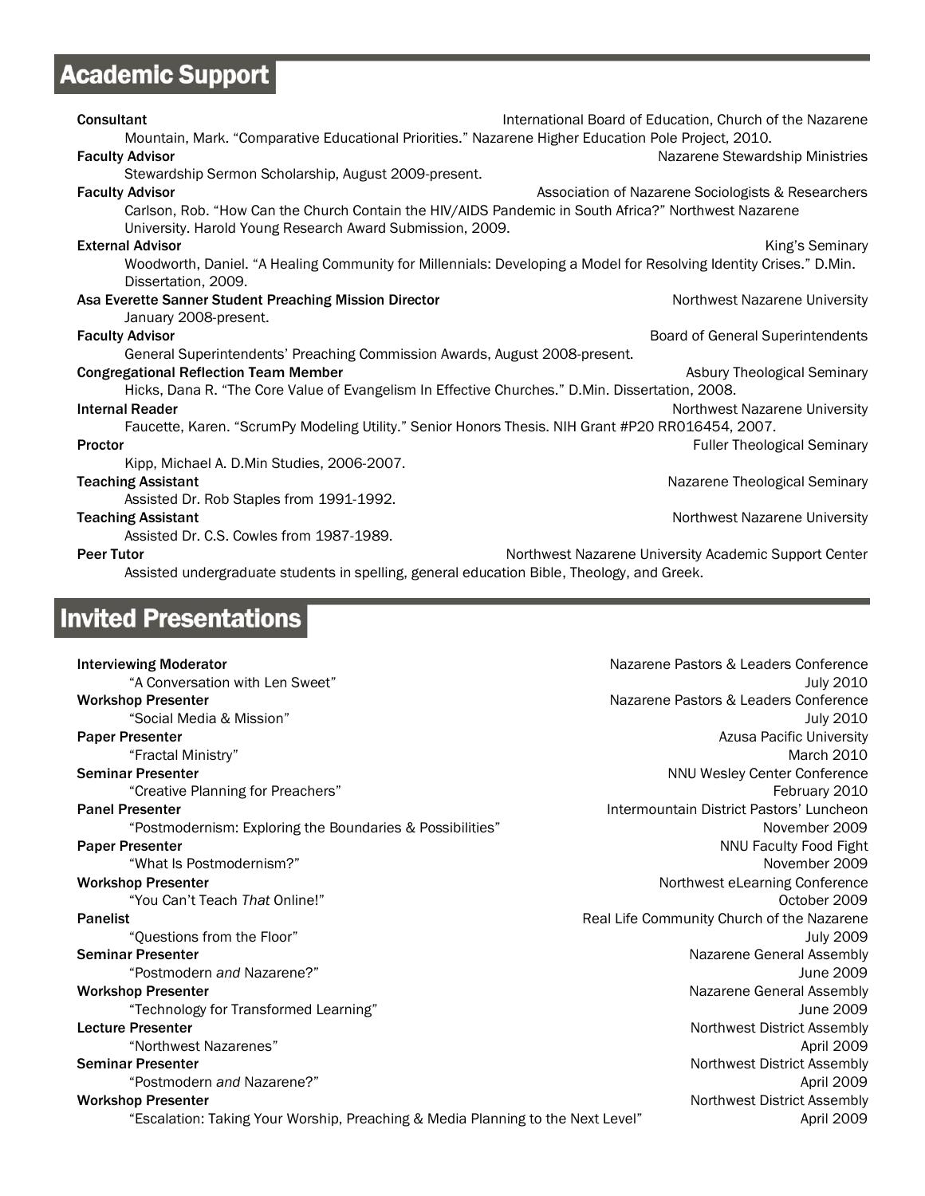## Academic Support

**Consultant** — International Board of Education, Church of the Nazarene
Mountain, Mark. “Comparative Educational Priorities.” Nazarene Higher Education Pole Project, 2010.

**Faculty Advisor** — Nazarene Stewardship Ministries
Stewardship Sermon Scholarship, August 2009-present.

**Faculty Advisor** — Association of Nazarene Sociologists & Researchers
Carlson, Rob. “How Can the Church Contain the HIV/AIDS Pandemic in South Africa?” Northwest Nazarene University. Harold Young Research Award Submission, 2009.

**External Advisor** — King’s Seminary
Woodworth, Daniel. “A Healing Community for Millennials: Developing a Model for Resolving Identity Crises.” D.Min. Dissertation, 2009.

**Asa Everette Sanner Student Preaching Mission Director** — Northwest Nazarene University
January 2008-present.

**Faculty Advisor** — Board of General Superintendents
General Superintendents’ Preaching Commission Awards, August 2008-present.

**Congregational Reflection Team Member** — Asbury Theological Seminary
Hicks, Dana R. “The Core Value of Evangelism In Effective Churches.” D.Min. Dissertation, 2008.

**Internal Reader** — Northwest Nazarene University
Faucette, Karen. “ScrumPy Modeling Utility.” Senior Honors Thesis. NIH Grant #P20 RR016454, 2007.

**Proctor** — Fuller Theological Seminary
Kipp, Michael A. D.Min Studies, 2006-2007.

**Teaching Assistant** — Nazarene Theological Seminary
Assisted Dr. Rob Staples from 1991-1992.

**Teaching Assistant** — Northwest Nazarene University
Assisted Dr. C.S. Cowles from 1987-1989.

**Peer Tutor** — Northwest Nazarene University Academic Support Center
Assisted undergraduate students in spelling, general education Bible, Theology, and Greek.

## Invited Presentations

**Interviewing Moderator** — Nazarene Pastors & Leaders Conference
“A Conversation with Len Sweet” — July 2010

**Workshop Presenter** — Nazarene Pastors & Leaders Conference
“Social Media & Mission” — July 2010

**Paper Presenter** — Azusa Pacific University
“Fractal Ministry” — March 2010

**Seminar Presenter** — NNU Wesley Center Conference
“Creative Planning for Preachers” — February 2010

**Panel Presenter** — Intermountain District Pastors’ Luncheon
“Postmodernism: Exploring the Boundaries & Possibilities” — November 2009

**Paper Presenter** — NNU Faculty Food Fight
“What Is Postmodernism?” — November 2009

**Workshop Presenter** — Northwest eLearning Conference
“You Can’t Teach *That* Online!” — October 2009

**Panelist** — Real Life Community Church of the Nazarene
“Questions from the Floor” — July 2009

**Seminar Presenter** — Nazarene General Assembly
“Postmodern *and* Nazarene?” — June 2009

**Workshop Presenter** — Nazarene General Assembly
“Technology for Transformed Learning” — June 2009

**Lecture Presenter** — Northwest District Assembly
“Northwest Nazarenes” — April 2009

**Seminar Presenter** — Northwest District Assembly
“Postmodern *and* Nazarene?” — April 2009

**Workshop Presenter** — Northwest District Assembly
“Escalation: Taking Your Worship, Preaching & Media Planning to the Next Level” — April 2009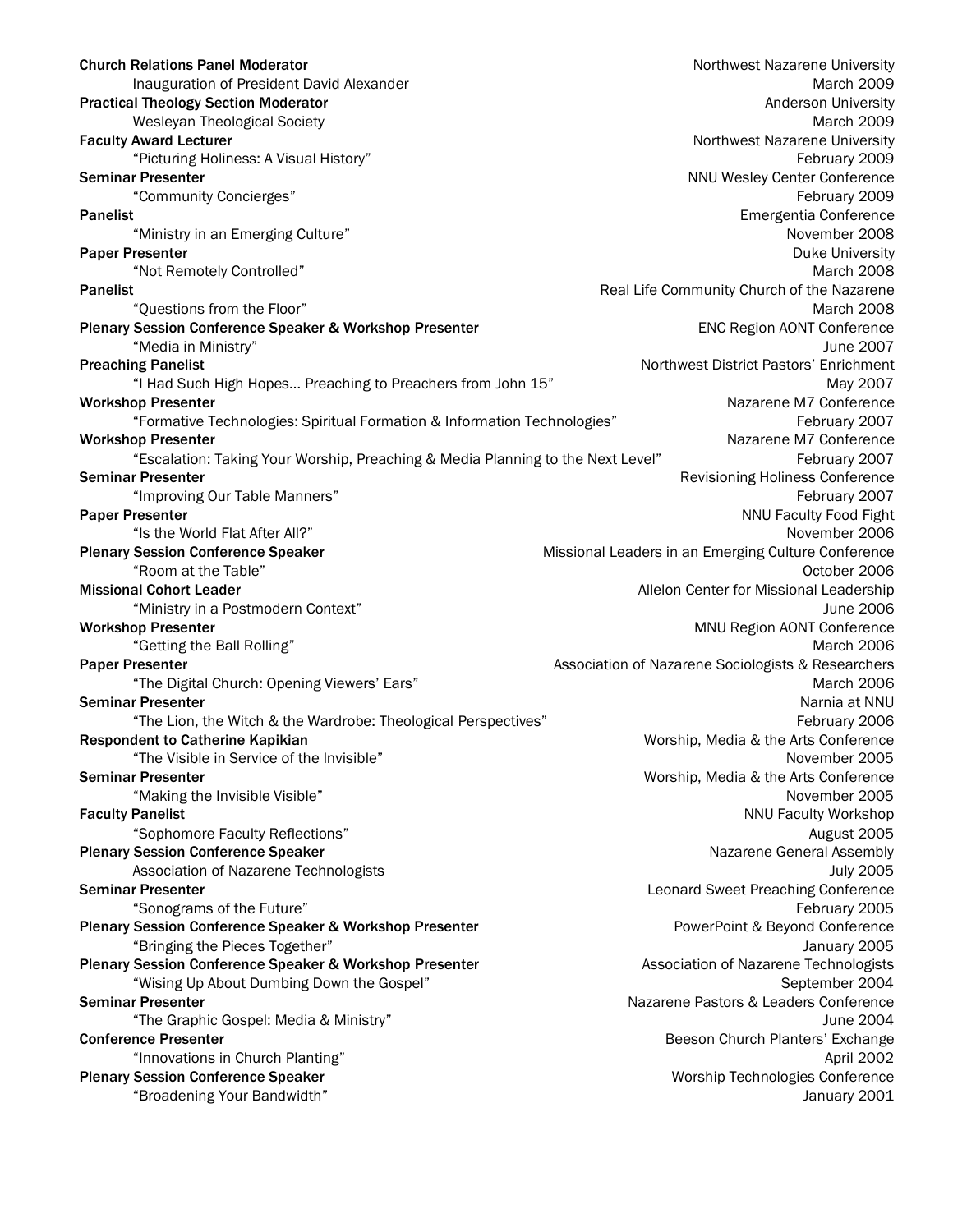**Church Relations Panel Moderator** — Northwest Nazarene University
Inauguration of President David Alexander — March 2009

**Practical Theology Section Moderator** — Anderson University
Wesleyan Theological Society — March 2009

**Faculty Award Lecturer** — Northwest Nazarene University
"Picturing Holiness: A Visual History" — February 2009

**Seminar Presenter** — NNU Wesley Center Conference
"Community Concierges" — February 2009

**Panelist** — Emergentia Conference
"Ministry in an Emerging Culture" — November 2008

**Paper Presenter** — Duke University
"Not Remotely Controlled" — March 2008

**Panelist** — Real Life Community Church of the Nazarene
"Questions from the Floor" — March 2008

**Plenary Session Conference Speaker & Workshop Presenter** — ENC Region AONT Conference
"Media in Ministry" — June 2007

**Preaching Panelist** — Northwest District Pastors' Enrichment
"I Had Such High Hopes… Preaching to Preachers from John 15" — May 2007

**Workshop Presenter** — Nazarene M7 Conference
"Formative Technologies: Spiritual Formation & Information Technologies" — February 2007

**Workshop Presenter** — Nazarene M7 Conference
"Escalation: Taking Your Worship, Preaching & Media Planning to the Next Level" — February 2007

**Seminar Presenter** — Revisioning Holiness Conference
"Improving Our Table Manners" — February 2007

**Paper Presenter** — NNU Faculty Food Fight
"Is the World Flat After All?" — November 2006

**Plenary Session Conference Speaker** — Missional Leaders in an Emerging Culture Conference
"Room at the Table" — October 2006

**Missional Cohort Leader** — Allelon Center for Missional Leadership
"Ministry in a Postmodern Context" — June 2006

**Workshop Presenter** — MNU Region AONT Conference
"Getting the Ball Rolling" — March 2006

**Paper Presenter** — Association of Nazarene Sociologists & Researchers
"The Digital Church: Opening Viewers' Ears" — March 2006

**Seminar Presenter** — Narnia at NNU
"The Lion, the Witch & the Wardrobe: Theological Perspectives" — February 2006

**Respondent to Catherine Kapikian** — Worship, Media & the Arts Conference
"The Visible in Service of the Invisible" — November 2005

**Seminar Presenter** — Worship, Media & the Arts Conference
"Making the Invisible Visible" — November 2005

**Faculty Panelist** — NNU Faculty Workshop
"Sophomore Faculty Reflections" — August 2005

**Plenary Session Conference Speaker** — Nazarene General Assembly
Association of Nazarene Technologists — July 2005

**Seminar Presenter** — Leonard Sweet Preaching Conference
"Sonograms of the Future" — February 2005

**Plenary Session Conference Speaker & Workshop Presenter** — PowerPoint & Beyond Conference
"Bringing the Pieces Together" — January 2005

**Plenary Session Conference Speaker & Workshop Presenter** — Association of Nazarene Technologists
"Wising Up About Dumbing Down the Gospel" — September 2004

**Seminar Presenter** — Nazarene Pastors & Leaders Conference
"The Graphic Gospel: Media & Ministry" — June 2004

**Conference Presenter** — Beeson Church Planters' Exchange
"Innovations in Church Planting" — April 2002

**Plenary Session Conference Speaker** — Worship Technologies Conference
"Broadening Your Bandwidth" — January 2001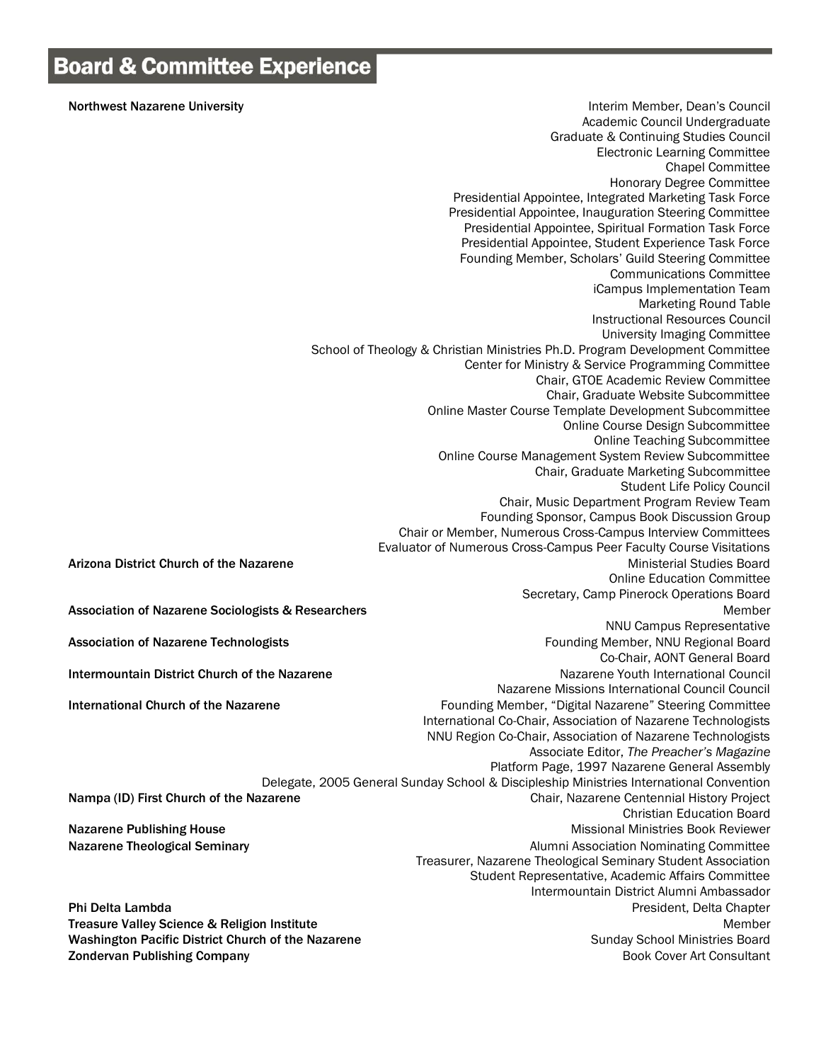## Board & Committee Experience

**Northwest Nazarene University**
- Interim Member, Dean's Council
- Academic Council Undergraduate
- Graduate & Continuing Studies Council
- Electronic Learning Committee
- Chapel Committee
- Honorary Degree Committee
- Presidential Appointee, Integrated Marketing Task Force
- Presidential Appointee, Inauguration Steering Committee
- Presidential Appointee, Spiritual Formation Task Force
- Presidential Appointee, Student Experience Task Force
- Founding Member, Scholars' Guild Steering Committee
- Communications Committee
- iCampus Implementation Team
- Marketing Round Table
- Instructional Resources Council
- University Imaging Committee
- School of Theology & Christian Ministries Ph.D. Program Development Committee
- Center for Ministry & Service Programming Committee
- Chair, GTOE Academic Review Committee
- Chair, Graduate Website Subcommittee
- Online Master Course Template Development Subcommittee
- Online Course Design Subcommittee
- Online Teaching Subcommittee
- Online Course Management System Review Subcommittee
- Chair, Graduate Marketing Subcommittee
- Student Life Policy Council
- Chair, Music Department Program Review Team
- Founding Sponsor, Campus Book Discussion Group
- Chair or Member, Numerous Cross-Campus Interview Committees
- Evaluator of Numerous Cross-Campus Peer Faculty Course Visitations

**Arizona District Church of the Nazarene**
- Ministerial Studies Board
- Online Education Committee
- Secretary, Camp Pinerock Operations Board

**Association of Nazarene Sociologists & Researchers**
- Member
- NNU Campus Representative

**Association of Nazarene Technologists**
- Founding Member, NNU Regional Board
- Co-Chair, AONT General Board

**Intermountain District Church of the Nazarene**
- Nazarene Youth International Council
- Nazarene Missions International Council Council

**International Church of the Nazarene**
- Founding Member, "Digital Nazarene" Steering Committee
- International Co-Chair, Association of Nazarene Technologists
- NNU Region Co-Chair, Association of Nazarene Technologists
- Associate Editor, *The Preacher's Magazine*
- Platform Page, 1997 Nazarene General Assembly
- Delegate, 2005 General Sunday School & Discipleship Ministries International Convention

**Nampa (ID) First Church of the Nazarene**
- Chair, Nazarene Centennial History Project
- Christian Education Board

**Nazarene Publishing House**
- Missional Ministries Book Reviewer

**Nazarene Theological Seminary**
- Alumni Association Nominating Committee
- Treasurer, Nazarene Theological Seminary Student Association
- Student Representative, Academic Affairs Committee
- Intermountain District Alumni Ambassador

**Phi Delta Lambda**
- President, Delta Chapter

**Treasure Valley Science & Religion Institute**
- Member

**Washington Pacific District Church of the Nazarene**
- Sunday School Ministries Board

**Zondervan Publishing Company**
- Book Cover Art Consultant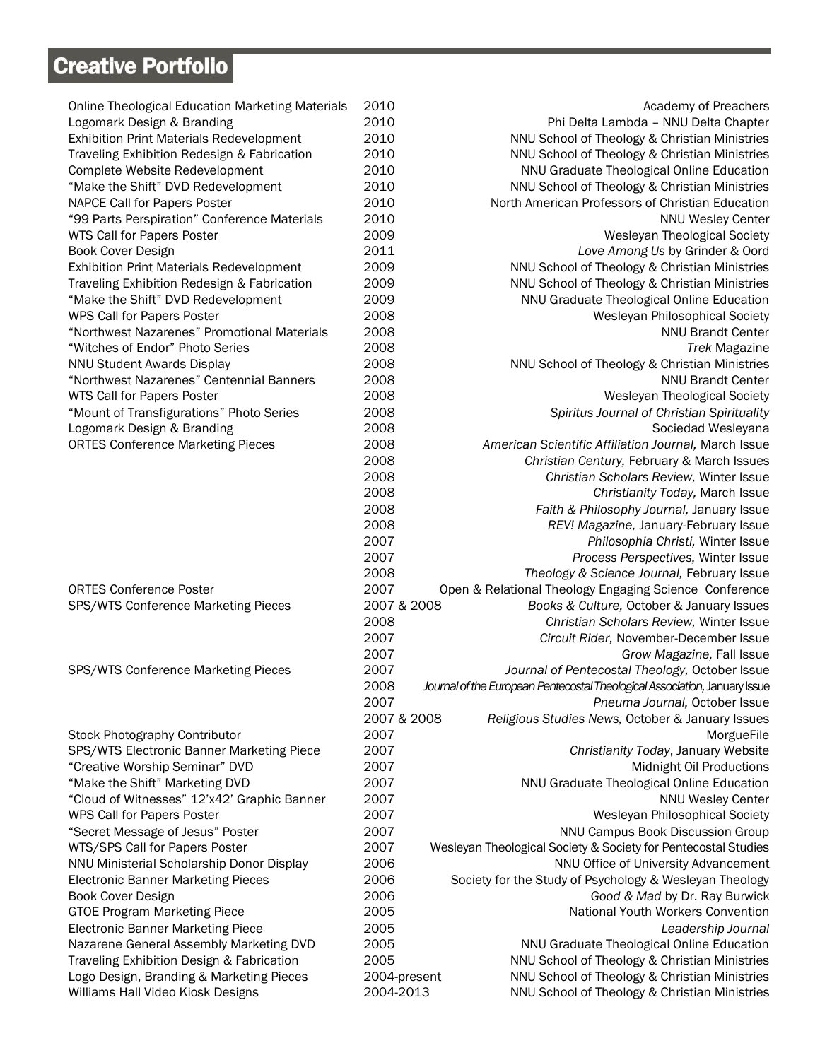# Creative Portfolio

| | | |
|---|---|---|
| Online Theological Education Marketing Materials | 2010 | Academy of Preachers |
| Logomark Design & Branding | 2010 | Phi Delta Lambda – NNU Delta Chapter |
| Exhibition Print Materials Redevelopment | 2010 | NNU School of Theology & Christian Ministries |
| Traveling Exhibition Redesign & Fabrication | 2010 | NNU School of Theology & Christian Ministries |
| Complete Website Redevelopment | 2010 | NNU Graduate Theological Online Education |
| “Make the Shift” DVD Redevelopment | 2010 | NNU School of Theology & Christian Ministries |
| NAPCE Call for Papers Poster | 2010 | North American Professors of Christian Education |
| “99 Parts Perspiration” Conference Materials | 2010 | NNU Wesley Center |
| WTS Call for Papers Poster | 2009 | Wesleyan Theological Society |
| Book Cover Design | 2011 | *Love Among Us* by Grinder & Oord |
| Exhibition Print Materials Redevelopment | 2009 | NNU School of Theology & Christian Ministries |
| Traveling Exhibition Redesign & Fabrication | 2009 | NNU School of Theology & Christian Ministries |
| “Make the Shift” DVD Redevelopment | 2009 | NNU Graduate Theological Online Education |
| WPS Call for Papers Poster | 2008 | Wesleyan Philosophical Society |
| “Northwest Nazarenes” Promotional Materials | 2008 | NNU Brandt Center |
| “Witches of Endor” Photo Series | 2008 | *Trek* Magazine |
| NNU Student Awards Display | 2008 | NNU School of Theology & Christian Ministries |
| “Northwest Nazarenes” Centennial Banners | 2008 | NNU Brandt Center |
| WTS Call for Papers Poster | 2008 | Wesleyan Theological Society |
| “Mount of Transfigurations” Photo Series | 2008 | *Spiritus Journal of Christian Spirituality* |
| Logomark Design & Branding | 2008 | Sociedad Wesleyana |
| ORTES Conference Marketing Pieces | 2008 | *American Scientific Affiliation Journal,* March Issue |
| | 2008 | *Christian Century,* February & March Issues |
| | 2008 | *Christian Scholars Review,* Winter Issue |
| | 2008 | *Christianity Today,* March Issue |
| | 2008 | *Faith & Philosophy Journal,* January Issue |
| | 2008 | *REV! Magazine,* January-February Issue |
| | 2007 | *Philosophia Christi,* Winter Issue |
| | 2007 | *Process Perspectives,* Winter Issue |
| | 2008 | *Theology & Science Journal,* February Issue |
| ORTES Conference Poster | 2007 | Open & Relational Theology Engaging Science Conference |
| SPS/WTS Conference Marketing Pieces | 2007 & 2008 | *Books & Culture,* October & January Issues |
| | 2008 | *Christian Scholars Review,* Winter Issue |
| | 2007 | *Circuit Rider,* November-December Issue |
| | 2007 | *Grow Magazine,* Fall Issue |
| SPS/WTS Conference Marketing Pieces | 2007 | *Journal of Pentecostal Theology,* October Issue |
| | 2008 | *Journal of the European Pentecostal Theological Association,* January Issue |
| | 2007 | *Pneuma Journal,* October Issue |
| | 2007 & 2008 | *Religious Studies News,* October & January Issues |
| Stock Photography Contributor | 2007 | MorgueFile |
| SPS/WTS Electronic Banner Marketing Piece | 2007 | *Christianity Today*, January Website |
| “Creative Worship Seminar” DVD | 2007 | Midnight Oil Productions |
| “Make the Shift” Marketing DVD | 2007 | NNU Graduate Theological Online Education |
| “Cloud of Witnesses” 12’x42’ Graphic Banner | 2007 | NNU Wesley Center |
| WPS Call for Papers Poster | 2007 | Wesleyan Philosophical Society |
| “Secret Message of Jesus” Poster | 2007 | NNU Campus Book Discussion Group |
| WTS/SPS Call for Papers Poster | 2007 | Wesleyan Theological Society & Society for Pentecostal Studies |
| NNU Ministerial Scholarship Donor Display | 2006 | NNU Office of University Advancement |
| Electronic Banner Marketing Pieces | 2006 | Society for the Study of Psychology & Wesleyan Theology |
| Book Cover Design | 2006 | *Good & Mad* by Dr. Ray Burwick |
| GTOE Program Marketing Piece | 2005 | National Youth Workers Convention |
| Electronic Banner Marketing Piece | 2005 | *Leadership Journal* |
| Nazarene General Assembly Marketing DVD | 2005 | NNU Graduate Theological Online Education |
| Traveling Exhibition Design & Fabrication | 2005 | NNU School of Theology & Christian Ministries |
| Logo Design, Branding & Marketing Pieces | 2004-present | NNU School of Theology & Christian Ministries |
| Williams Hall Video Kiosk Designs | 2004-2013 | NNU School of Theology & Christian Ministries |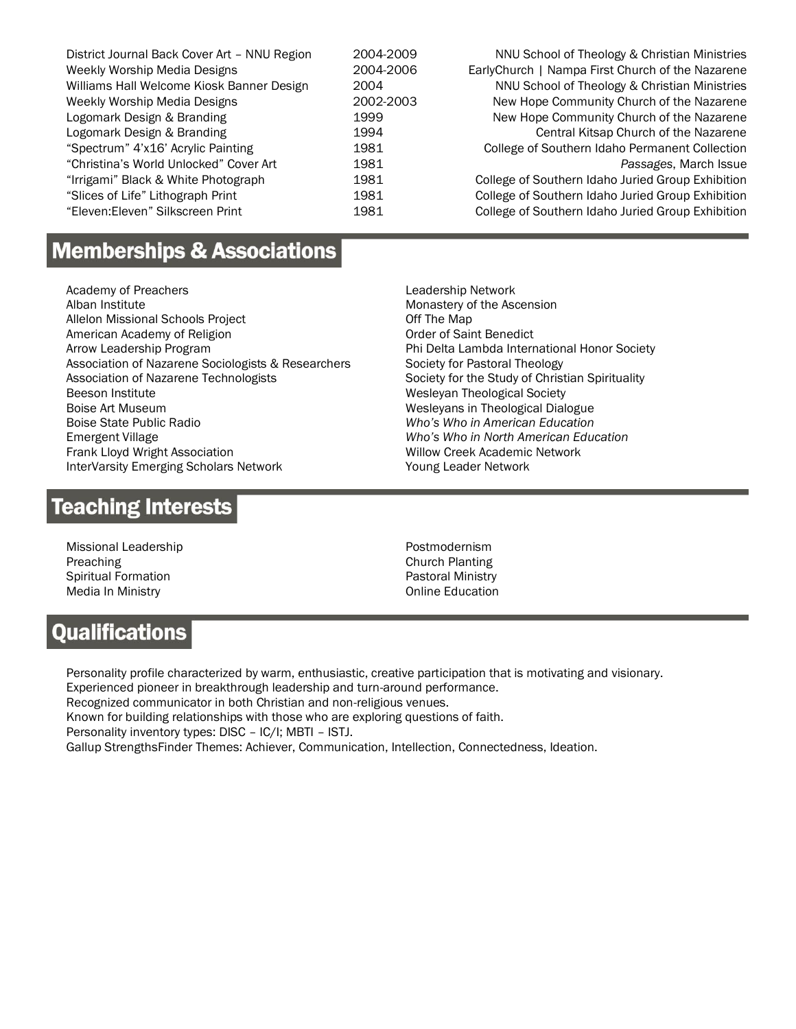| | | |
|---|---|---|
| District Journal Back Cover Art – NNU Region | 2004-2009 | NNU School of Theology & Christian Ministries |
| Weekly Worship Media Designs | 2004-2006 | EarlyChurch \| Nampa First Church of the Nazarene |
| Williams Hall Welcome Kiosk Banner Design | 2004 | NNU School of Theology & Christian Ministries |
| Weekly Worship Media Designs | 2002-2003 | New Hope Community Church of the Nazarene |
| Logomark Design & Branding | 1999 | New Hope Community Church of the Nazarene |
| Logomark Design & Branding | 1994 | Central Kitsap Church of the Nazarene |
| “Spectrum” 4’x16’ Acrylic Painting | 1981 | College of Southern Idaho Permanent Collection |
| “Christina’s World Unlocked” Cover Art | 1981 | *Passages*, March Issue |
| “Irrigami” Black & White Photograph | 1981 | College of Southern Idaho Juried Group Exhibition |
| “Slices of Life” Lithograph Print | 1981 | College of Southern Idaho Juried Group Exhibition |
| “Eleven:Eleven” Silkscreen Print | 1981 | College of Southern Idaho Juried Group Exhibition |

## Memberships & Associations

Academy of Preachers
Alban Institute
Allelon Missional Schools Project
American Academy of Religion
Arrow Leadership Program
Association of Nazarene Sociologists & Researchers
Association of Nazarene Technologists
Beeson Institute
Boise Art Museum
Boise State Public Radio
Emergent Village
Frank Lloyd Wright Association
InterVarsity Emerging Scholars Network
Leadership Network
Monastery of the Ascension
Off The Map
Order of Saint Benedict
Phi Delta Lambda International Honor Society
Society for Pastoral Theology
Society for the Study of Christian Spirituality
Wesleyan Theological Society
Wesleyans in Theological Dialogue
*Who’s Who in American Education*
*Who’s Who in North American Education*
Willow Creek Academic Network
Young Leader Network

## Teaching Interests

Missional Leadership
Preaching
Spiritual Formation
Media In Ministry
Postmodernism
Church Planting
Pastoral Ministry
Online Education

## Qualifications

Personality profile characterized by warm, enthusiastic, creative participation that is motivating and visionary.
Experienced pioneer in breakthrough leadership and turn-around performance.
Recognized communicator in both Christian and non-religious venues.
Known for building relationships with those who are exploring questions of faith.
Personality inventory types: DISC – IC/I; MBTI – ISTJ.
Gallup StrengthsFinder Themes: Achiever, Communication, Intellection, Connectedness, Ideation.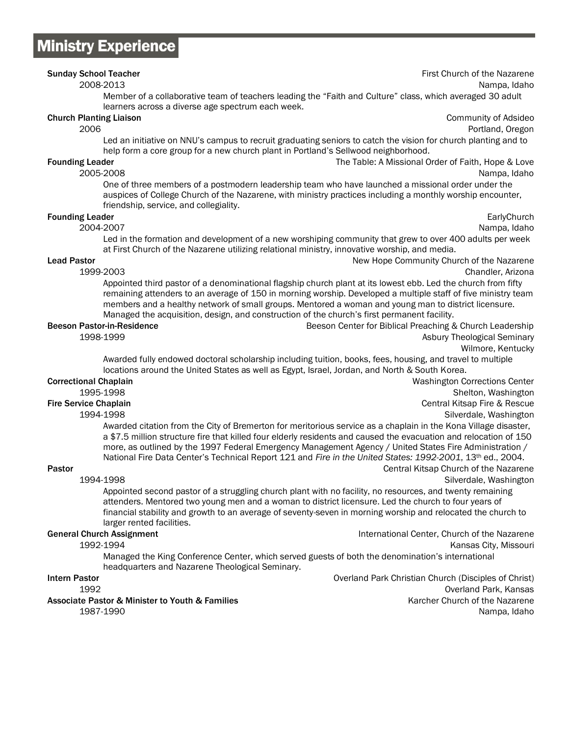# Ministry Experience

**Sunday School Teacher** — First Church of the Nazarene
2008-2013 — Nampa, Idaho

Member of a collaborative team of teachers leading the "Faith and Culture" class, which averaged 30 adult learners across a diverse age spectrum each week.

**Church Planting Liaison** — Community of Adsideo
2006 — Portland, Oregon

Led an initiative on NNU's campus to recruit graduating seniors to catch the vision for church planting and to help form a core group for a new church plant in Portland's Sellwood neighborhood.

**Founding Leader** — The Table: A Missional Order of Faith, Hope & Love
2005-2008 — Nampa, Idaho

One of three members of a postmodern leadership team who have launched a missional order under the auspices of College Church of the Nazarene, with ministry practices including a monthly worship encounter, friendship, service, and collegiality.

**Founding Leader** — EarlyChurch
2004-2007 — Nampa, Idaho

Led in the formation and development of a new worshiping community that grew to over 400 adults per week at First Church of the Nazarene utilizing relational ministry, innovative worship, and media.

**Lead Pastor** — New Hope Community Church of the Nazarene
1999-2003 — Chandler, Arizona

Appointed third pastor of a denominational flagship church plant at its lowest ebb. Led the church from fifty remaining attenders to an average of 150 in morning worship. Developed a multiple staff of five ministry team members and a healthy network of small groups. Mentored a woman and young man to district licensure. Managed the acquisition, design, and construction of the church's first permanent facility.

**Beeson Pastor-in-Residence** — Beeson Center for Biblical Preaching & Church Leadership
1998-1999 — Asbury Theological Seminary
Wilmore, Kentucky

Awarded fully endowed doctoral scholarship including tuition, books, fees, housing, and travel to multiple locations around the United States as well as Egypt, Israel, Jordan, and North & South Korea.

**Correctional Chaplain** — Washington Corrections Center
1995-1998 — Shelton, Washington

**Fire Service Chaplain** — Central Kitsap Fire & Rescue
1994-1998 — Silverdale, Washington

Awarded citation from the City of Bremerton for meritorious service as a chaplain in the Kona Village disaster, a $7.5 million structure fire that killed four elderly residents and caused the evacuation and relocation of 150 more, as outlined by the 1997 Federal Emergency Management Agency / United States Fire Administration / National Fire Data Center's Technical Report 121 and *Fire in the United States: 1992-2001*, 13th ed., 2004.

**Pastor** — Central Kitsap Church of the Nazarene
1994-1998 — Silverdale, Washington

Appointed second pastor of a struggling church plant with no facility, no resources, and twenty remaining attenders. Mentored two young men and a woman to district licensure. Led the church to four years of financial stability and growth to an average of seventy-seven in morning worship and relocated the church to larger rented facilities.

**General Church Assignment** — International Center, Church of the Nazarene
1992-1994 — Kansas City, Missouri

Managed the King Conference Center, which served guests of both the denomination's international headquarters and Nazarene Theological Seminary.

**Intern Pastor** — Overland Park Christian Church (Disciples of Christ)
1992 — Overland Park, Kansas

**Associate Pastor & Minister to Youth & Families** — Karcher Church of the Nazarene
1987-1990 — Nampa, Idaho